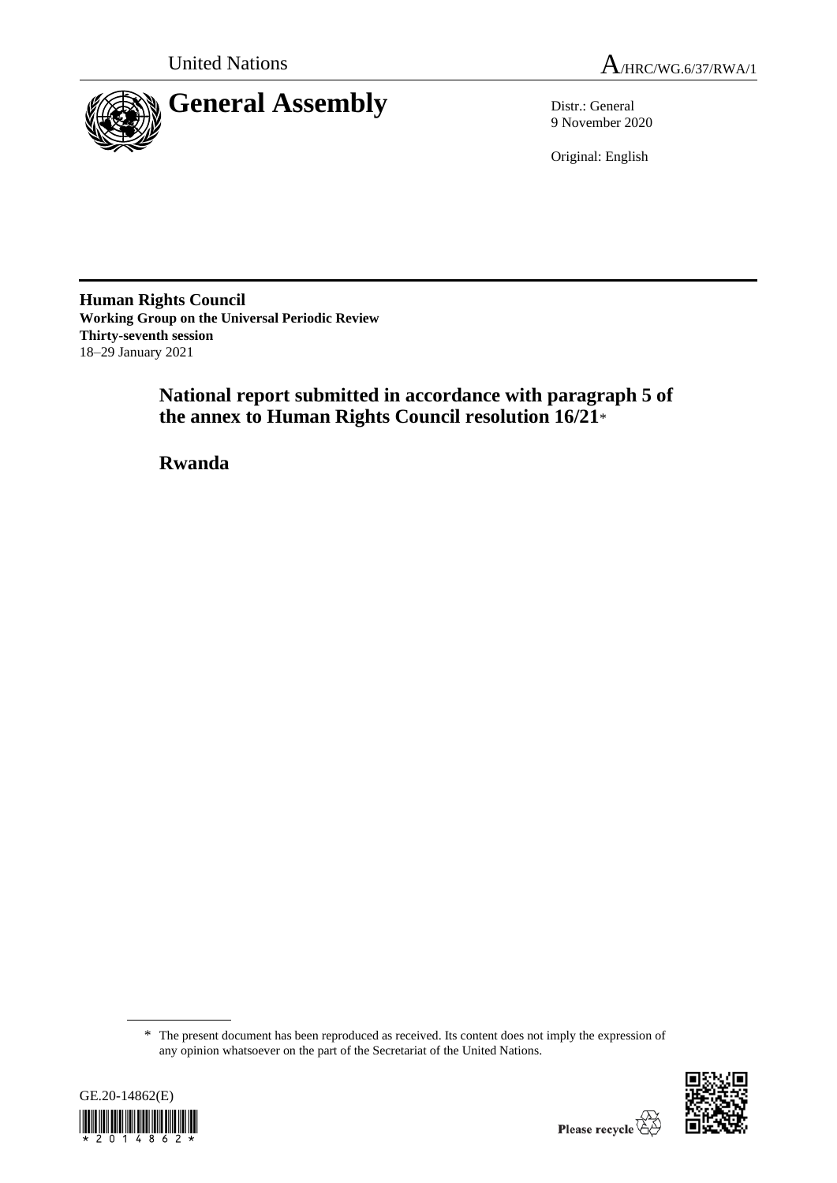United Nations

A/HRC/WG.6/37/RWA/1

# General Assembly

Distr.: General
9 November 2020

Original: English

**Human Rights Council**
**Working Group on the Universal Periodic Review**
**Thirty-seventh session**
18–29 January 2021

## National report submitted in accordance with paragraph 5 of the annex to Human Rights Council resolution 16/21*

## Rwanda

\* The present document has been reproduced as received. Its content does not imply the expression of any opinion whatsoever on the part of the Secretariat of the United Nations.

GE.20-14862(E)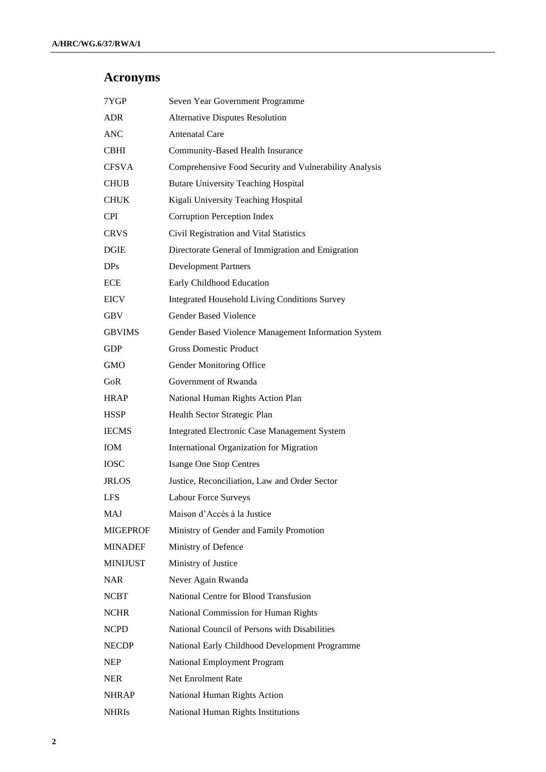## Acronyms

| | |
|---|---|
| 7YGP | Seven Year Government Programme |
| ADR | Alternative Disputes Resolution |
| ANC | Antenatal Care |
| CBHI | Community-Based Health Insurance |
| CFSVA | Comprehensive Food Security and Vulnerability Analysis |
| CHUB | Butare University Teaching Hospital |
| CHUK | Kigali University Teaching Hospital |
| CPI | Corruption Perception Index |
| CRVS | Civil Registration and Vital Statistics |
| DGIE | Directorate General of Immigration and Emigration |
| DPs | Development Partners |
| ECE | Early Childhood Education |
| EICV | Integrated Household Living Conditions Survey |
| GBV | Gender Based Violence |
| GBVIMS | Gender Based Violence Management Information System |
| GDP | Gross Domestic Product |
| GMO | Gender Monitoring Office |
| GoR | Government of Rwanda |
| HRAP | National Human Rights Action Plan |
| HSSP | Health Sector Strategic Plan |
| IECMS | Integrated Electronic Case Management System |
| IOM | International Organization for Migration |
| IOSC | Isange One Stop Centres |
| JRLOS | Justice, Reconciliation, Law and Order Sector |
| LFS | Labour Force Surveys |
| MAJ | Maison d'Accès à la Justice |
| MIGEPROF | Ministry of Gender and Family Promotion |
| MINADEF | Ministry of Defence |
| MINIJUST | Ministry of Justice |
| NAR | Never Again Rwanda |
| NCBT | National Centre for Blood Transfusion |
| NCHR | National Commission for Human Rights |
| NCPD | National Council of Persons with Disabilities |
| NECDP | National Early Childhood Development Programme |
| NEP | National Employment Program |
| NER | Net Enrolment Rate |
| NHRAP | National Human Rights Action |
| NHRIs | National Human Rights Institutions |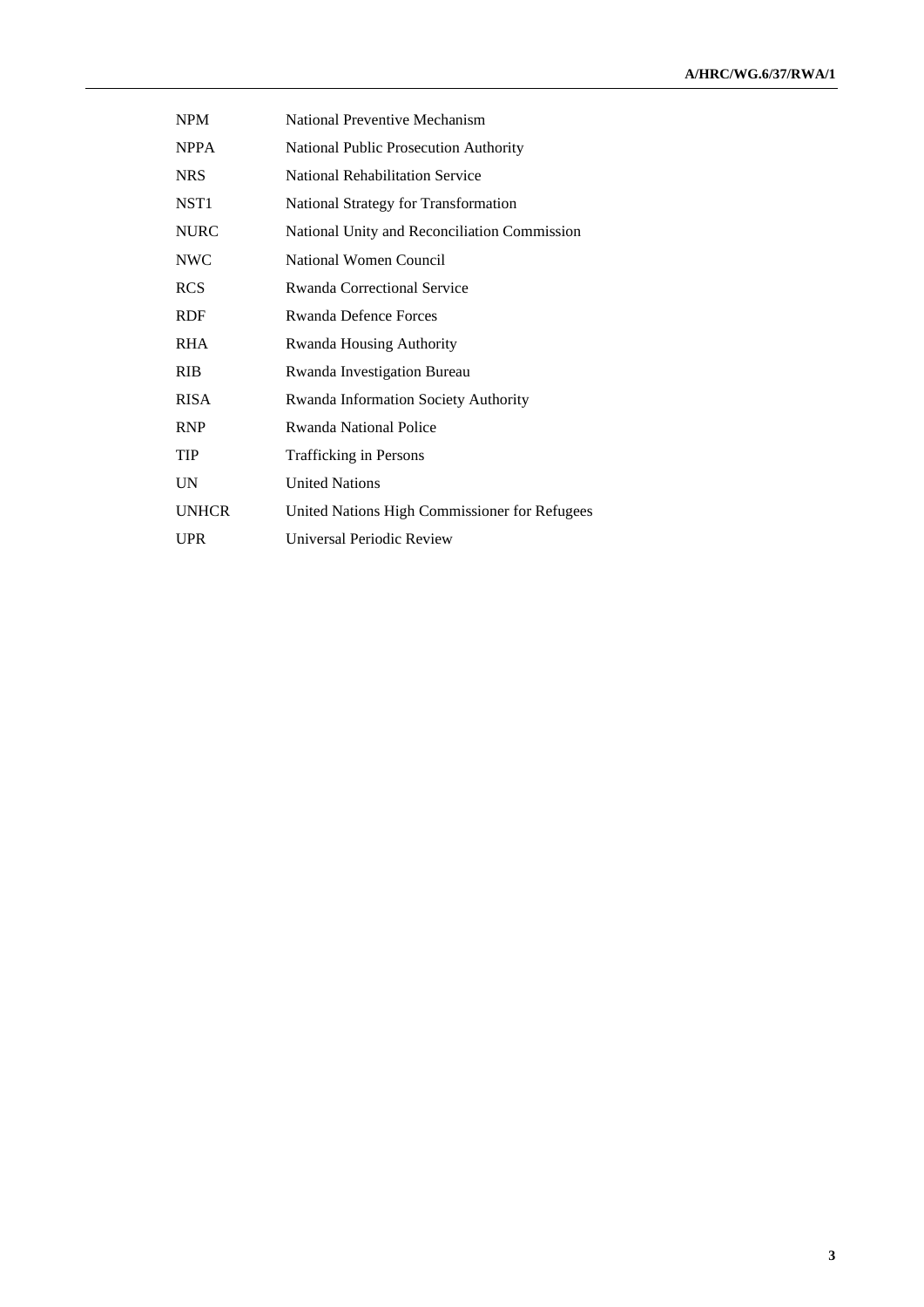| | |
|---|---|
| NPM | National Preventive Mechanism |
| NPPA | National Public Prosecution Authority |
| NRS | National Rehabilitation Service |
| NST1 | National Strategy for Transformation |
| NURC | National Unity and Reconciliation Commission |
| NWC | National Women Council |
| RCS | Rwanda Correctional Service |
| RDF | Rwanda Defence Forces |
| RHA | Rwanda Housing Authority |
| RIB | Rwanda Investigation Bureau |
| RISA | Rwanda Information Society Authority |
| RNP | Rwanda National Police |
| TIP | Trafficking in Persons |
| UN | United Nations |
| UNHCR | United Nations High Commissioner for Refugees |
| UPR | Universal Periodic Review |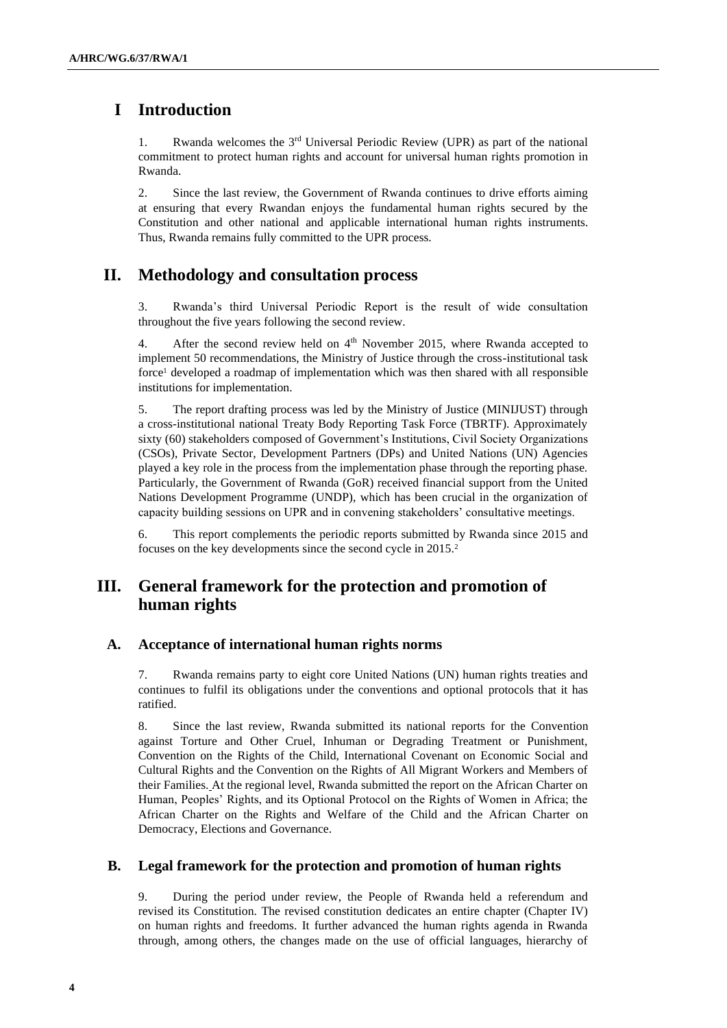# I Introduction

1. Rwanda welcomes the 3rd Universal Periodic Review (UPR) as part of the national commitment to protect human rights and account for universal human rights promotion in Rwanda.

2. Since the last review, the Government of Rwanda continues to drive efforts aiming at ensuring that every Rwandan enjoys the fundamental human rights secured by the Constitution and other national and applicable international human rights instruments. Thus, Rwanda remains fully committed to the UPR process.

# II. Methodology and consultation process

3. Rwanda's third Universal Periodic Report is the result of wide consultation throughout the five years following the second review.

4. After the second review held on 4th November 2015, where Rwanda accepted to implement 50 recommendations, the Ministry of Justice through the cross-institutional task force[1] developed a roadmap of implementation which was then shared with all responsible institutions for implementation.

5. The report drafting process was led by the Ministry of Justice (MINIJUST) through a cross-institutional national Treaty Body Reporting Task Force (TBRTF). Approximately sixty (60) stakeholders composed of Government's Institutions, Civil Society Organizations (CSOs), Private Sector, Development Partners (DPs) and United Nations (UN) Agencies played a key role in the process from the implementation phase through the reporting phase. Particularly, the Government of Rwanda (GoR) received financial support from the United Nations Development Programme (UNDP), which has been crucial in the organization of capacity building sessions on UPR and in convening stakeholders' consultative meetings.

6. This report complements the periodic reports submitted by Rwanda since 2015 and focuses on the key developments since the second cycle in 2015.[2]

# III. General framework for the protection and promotion of human rights

## A. Acceptance of international human rights norms

7. Rwanda remains party to eight core United Nations (UN) human rights treaties and continues to fulfil its obligations under the conventions and optional protocols that it has ratified.

8. Since the last review, Rwanda submitted its national reports for the Convention against Torture and Other Cruel, Inhuman or Degrading Treatment or Punishment, Convention on the Rights of the Child, International Covenant on Economic Social and Cultural Rights and the Convention on the Rights of All Migrant Workers and Members of their Families. At the regional level, Rwanda submitted the report on the African Charter on Human, Peoples' Rights, and its Optional Protocol on the Rights of Women in Africa; the African Charter on the Rights and Welfare of the Child and the African Charter on Democracy, Elections and Governance.

## B. Legal framework for the protection and promotion of human rights

9. During the period under review, the People of Rwanda held a referendum and revised its Constitution. The revised constitution dedicates an entire chapter (Chapter IV) on human rights and freedoms. It further advanced the human rights agenda in Rwanda through, among others, the changes made on the use of official languages, hierarchy of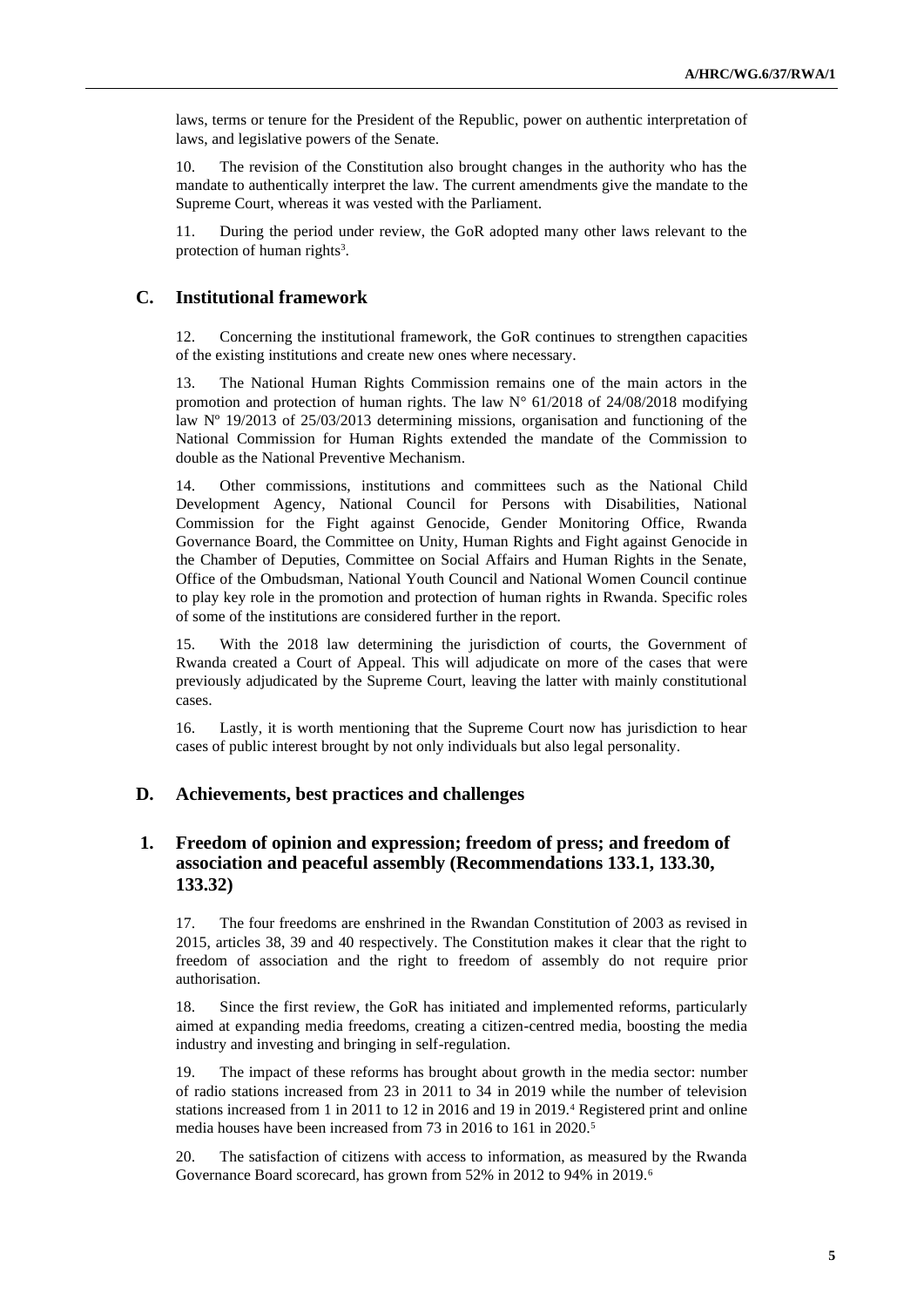laws, terms or tenure for the President of the Republic, power on authentic interpretation of laws, and legislative powers of the Senate.

10. The revision of the Constitution also brought changes in the authority who has the mandate to authentically interpret the law. The current amendments give the mandate to the Supreme Court, whereas it was vested with the Parliament.

11. During the period under review, the GoR adopted many other laws relevant to the protection of human rights[3].

## C. Institutional framework

12. Concerning the institutional framework, the GoR continues to strengthen capacities of the existing institutions and create new ones where necessary.

13. The National Human Rights Commission remains one of the main actors in the promotion and protection of human rights. The law N° 61/2018 of 24/08/2018 modifying law Nº 19/2013 of 25/03/2013 determining missions, organisation and functioning of the National Commission for Human Rights extended the mandate of the Commission to double as the National Preventive Mechanism.

14. Other commissions, institutions and committees such as the National Child Development Agency, National Council for Persons with Disabilities, National Commission for the Fight against Genocide, Gender Monitoring Office, Rwanda Governance Board, the Committee on Unity, Human Rights and Fight against Genocide in the Chamber of Deputies, Committee on Social Affairs and Human Rights in the Senate, Office of the Ombudsman, National Youth Council and National Women Council continue to play key role in the promotion and protection of human rights in Rwanda. Specific roles of some of the institutions are considered further in the report.

15. With the 2018 law determining the jurisdiction of courts, the Government of Rwanda created a Court of Appeal. This will adjudicate on more of the cases that were previously adjudicated by the Supreme Court, leaving the latter with mainly constitutional cases.

16. Lastly, it is worth mentioning that the Supreme Court now has jurisdiction to hear cases of public interest brought by not only individuals but also legal personality.

## D. Achievements, best practices and challenges

### 1. Freedom of opinion and expression; freedom of press; and freedom of association and peaceful assembly (Recommendations 133.1, 133.30, 133.32)

17. The four freedoms are enshrined in the Rwandan Constitution of 2003 as revised in 2015, articles 38, 39 and 40 respectively. The Constitution makes it clear that the right to freedom of association and the right to freedom of assembly do not require prior authorisation.

18. Since the first review, the GoR has initiated and implemented reforms, particularly aimed at expanding media freedoms, creating a citizen-centred media, boosting the media industry and investing and bringing in self-regulation.

19. The impact of these reforms has brought about growth in the media sector: number of radio stations increased from 23 in 2011 to 34 in 2019 while the number of television stations increased from 1 in 2011 to 12 in 2016 and 19 in 2019.[4] Registered print and online media houses have been increased from 73 in 2016 to 161 in 2020.[5]

20. The satisfaction of citizens with access to information, as measured by the Rwanda Governance Board scorecard, has grown from 52% in 2012 to 94% in 2019.[6]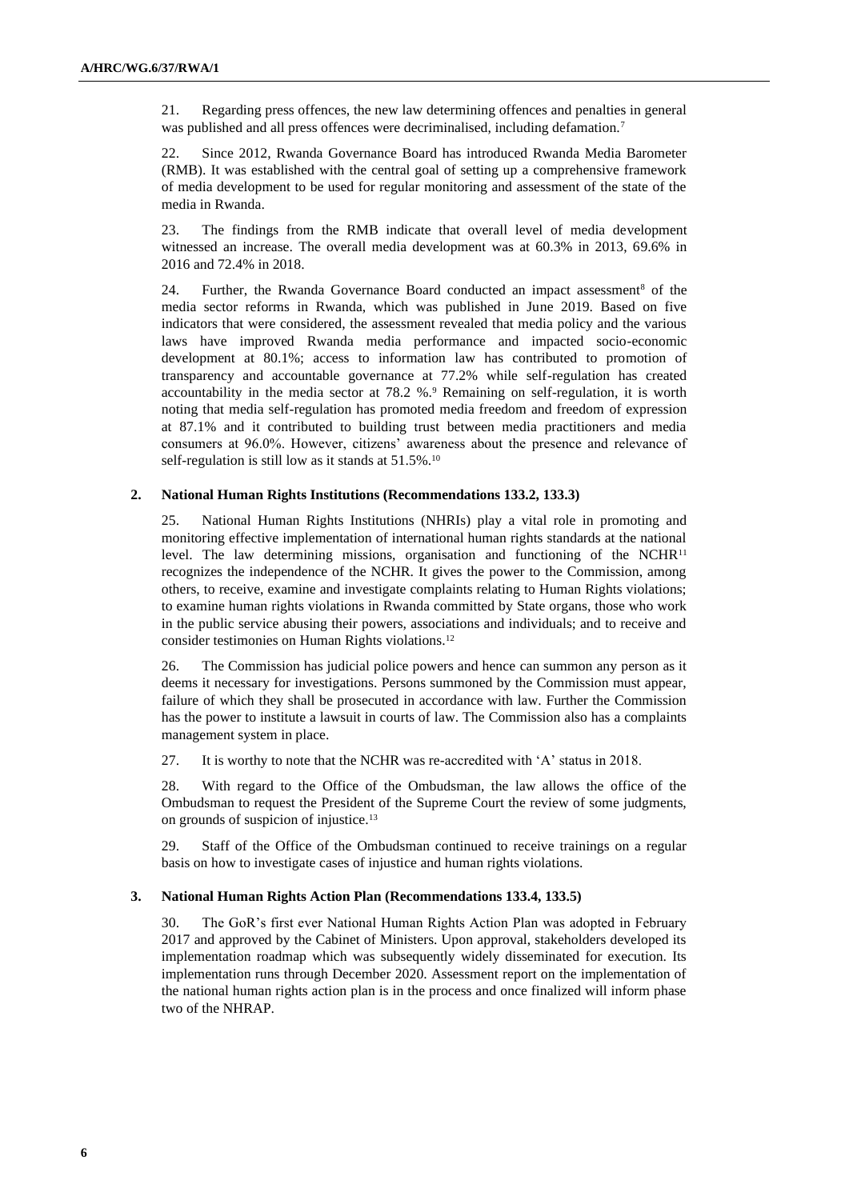21. Regarding press offences, the new law determining offences and penalties in general was published and all press offences were decriminalised, including defamation.[7]

22. Since 2012, Rwanda Governance Board has introduced Rwanda Media Barometer (RMB). It was established with the central goal of setting up a comprehensive framework of media development to be used for regular monitoring and assessment of the state of the media in Rwanda.

23. The findings from the RMB indicate that overall level of media development witnessed an increase. The overall media development was at 60.3% in 2013, 69.6% in 2016 and 72.4% in 2018.

24. Further, the Rwanda Governance Board conducted an impact assessment[8] of the media sector reforms in Rwanda, which was published in June 2019. Based on five indicators that were considered, the assessment revealed that media policy and the various laws have improved Rwanda media performance and impacted socio-economic development at 80.1%; access to information law has contributed to promotion of transparency and accountable governance at 77.2% while self-regulation has created accountability in the media sector at 78.2 %.[9] Remaining on self-regulation, it is worth noting that media self-regulation has promoted media freedom and freedom of expression at 87.1% and it contributed to building trust between media practitioners and media consumers at 96.0%. However, citizens' awareness about the presence and relevance of self-regulation is still low as it stands at 51.5%.[10]

### 2. National Human Rights Institutions (Recommendations 133.2, 133.3)

25. National Human Rights Institutions (NHRIs) play a vital role in promoting and monitoring effective implementation of international human rights standards at the national level. The law determining missions, organisation and functioning of the NCHR[11] recognizes the independence of the NCHR. It gives the power to the Commission, among others, to receive, examine and investigate complaints relating to Human Rights violations; to examine human rights violations in Rwanda committed by State organs, those who work in the public service abusing their powers, associations and individuals; and to receive and consider testimonies on Human Rights violations.[12]

26. The Commission has judicial police powers and hence can summon any person as it deems it necessary for investigations. Persons summoned by the Commission must appear, failure of which they shall be prosecuted in accordance with law. Further the Commission has the power to institute a lawsuit in courts of law. The Commission also has a complaints management system in place.

27. It is worthy to note that the NCHR was re-accredited with 'A' status in 2018.

28. With regard to the Office of the Ombudsman, the law allows the office of the Ombudsman to request the President of the Supreme Court the review of some judgments, on grounds of suspicion of injustice.[13]

29. Staff of the Office of the Ombudsman continued to receive trainings on a regular basis on how to investigate cases of injustice and human rights violations.

### 3. National Human Rights Action Plan (Recommendations 133.4, 133.5)

30. The GoR's first ever National Human Rights Action Plan was adopted in February 2017 and approved by the Cabinet of Ministers. Upon approval, stakeholders developed its implementation roadmap which was subsequently widely disseminated for execution. Its implementation runs through December 2020. Assessment report on the implementation of the national human rights action plan is in the process and once finalized will inform phase two of the NHRAP.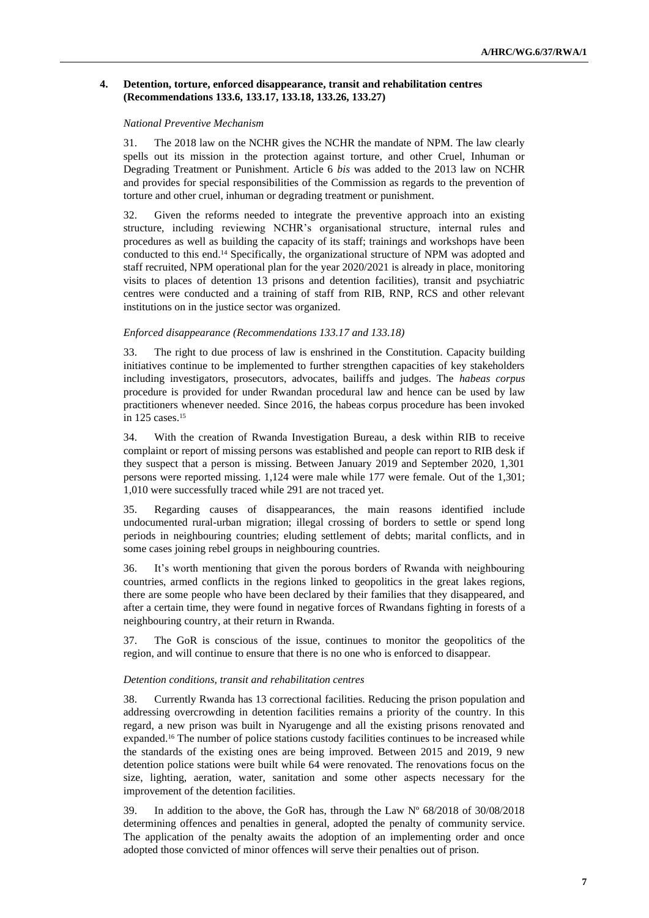### 4. Detention, torture, enforced disappearance, transit and rehabilitation centres (Recommendations 133.6, 133.17, 133.18, 133.26, 133.27)

*National Preventive Mechanism*

31. The 2018 law on the NCHR gives the NCHR the mandate of NPM. The law clearly spells out its mission in the protection against torture, and other Cruel, Inhuman or Degrading Treatment or Punishment. Article 6 *bis* was added to the 2013 law on NCHR and provides for special responsibilities of the Commission as regards to the prevention of torture and other cruel, inhuman or degrading treatment or punishment.

32. Given the reforms needed to integrate the preventive approach into an existing structure, including reviewing NCHR's organisational structure, internal rules and procedures as well as building the capacity of its staff; trainings and workshops have been conducted to this end.[14] Specifically, the organizational structure of NPM was adopted and staff recruited, NPM operational plan for the year 2020/2021 is already in place, monitoring visits to places of detention 13 prisons and detention facilities), transit and psychiatric centres were conducted and a training of staff from RIB, RNP, RCS and other relevant institutions on in the justice sector was organized.

*Enforced disappearance (Recommendations 133.17 and 133.18)*

33. The right to due process of law is enshrined in the Constitution. Capacity building initiatives continue to be implemented to further strengthen capacities of key stakeholders including investigators, prosecutors, advocates, bailiffs and judges. The *habeas corpus* procedure is provided for under Rwandan procedural law and hence can be used by law practitioners whenever needed. Since 2016, the habeas corpus procedure has been invoked in 125 cases.[15]

34. With the creation of Rwanda Investigation Bureau, a desk within RIB to receive complaint or report of missing persons was established and people can report to RIB desk if they suspect that a person is missing. Between January 2019 and September 2020, 1,301 persons were reported missing. 1,124 were male while 177 were female. Out of the 1,301; 1,010 were successfully traced while 291 are not traced yet.

35. Regarding causes of disappearances, the main reasons identified include undocumented rural-urban migration; illegal crossing of borders to settle or spend long periods in neighbouring countries; eluding settlement of debts; marital conflicts, and in some cases joining rebel groups in neighbouring countries.

36. It's worth mentioning that given the porous borders of Rwanda with neighbouring countries, armed conflicts in the regions linked to geopolitics in the great lakes regions, there are some people who have been declared by their families that they disappeared, and after a certain time, they were found in negative forces of Rwandans fighting in forests of a neighbouring country, at their return in Rwanda.

37. The GoR is conscious of the issue, continues to monitor the geopolitics of the region, and will continue to ensure that there is no one who is enforced to disappear.

*Detention conditions, transit and rehabilitation centres*

38. Currently Rwanda has 13 correctional facilities. Reducing the prison population and addressing overcrowding in detention facilities remains a priority of the country. In this regard, a new prison was built in Nyarugenge and all the existing prisons renovated and expanded.[16] The number of police stations custody facilities continues to be increased while the standards of the existing ones are being improved. Between 2015 and 2019, 9 new detention police stations were built while 64 were renovated. The renovations focus on the size, lighting, aeration, water, sanitation and some other aspects necessary for the improvement of the detention facilities.

39. In addition to the above, the GoR has, through the Law Nº 68/2018 of 30/08/2018 determining offences and penalties in general, adopted the penalty of community service. The application of the penalty awaits the adoption of an implementing order and once adopted those convicted of minor offences will serve their penalties out of prison.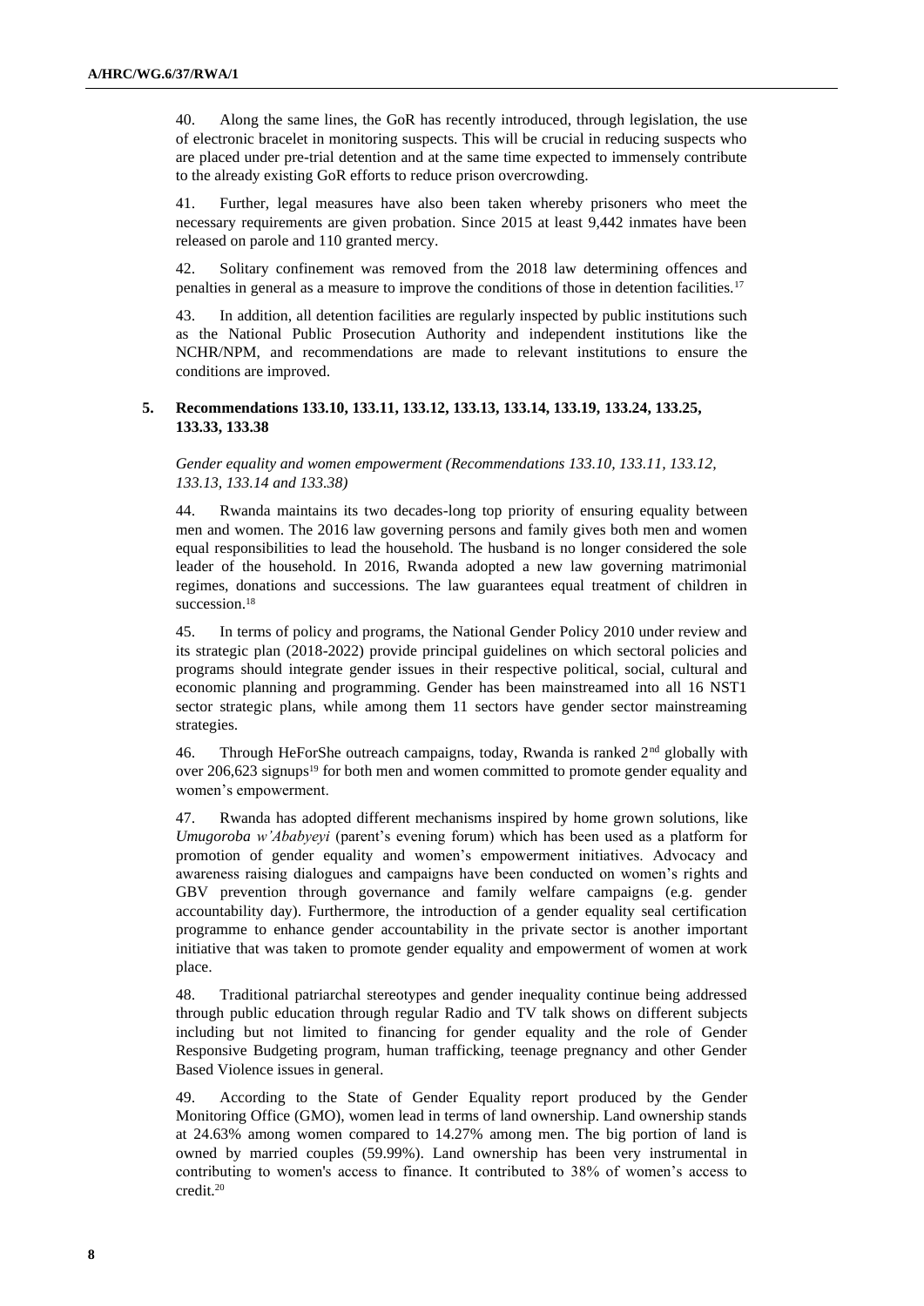40. Along the same lines, the GoR has recently introduced, through legislation, the use of electronic bracelet in monitoring suspects. This will be crucial in reducing suspects who are placed under pre-trial detention and at the same time expected to immensely contribute to the already existing GoR efforts to reduce prison overcrowding.

41. Further, legal measures have also been taken whereby prisoners who meet the necessary requirements are given probation. Since 2015 at least 9,442 inmates have been released on parole and 110 granted mercy.

42. Solitary confinement was removed from the 2018 law determining offences and penalties in general as a measure to improve the conditions of those in detention facilities.[17]

43. In addition, all detention facilities are regularly inspected by public institutions such as the National Public Prosecution Authority and independent institutions like the NCHR/NPM, and recommendations are made to relevant institutions to ensure the conditions are improved.

### 5. Recommendations 133.10, 133.11, 133.12, 133.13, 133.14, 133.19, 133.24, 133.25, 133.33, 133.38

*Gender equality and women empowerment (Recommendations 133.10, 133.11, 133.12, 133.13, 133.14 and 133.38)*

44. Rwanda maintains its two decades-long top priority of ensuring equality between men and women. The 2016 law governing persons and family gives both men and women equal responsibilities to lead the household. The husband is no longer considered the sole leader of the household. In 2016, Rwanda adopted a new law governing matrimonial regimes, donations and successions. The law guarantees equal treatment of children in succession.[18]

45. In terms of policy and programs, the National Gender Policy 2010 under review and its strategic plan (2018-2022) provide principal guidelines on which sectoral policies and programs should integrate gender issues in their respective political, social, cultural and economic planning and programming. Gender has been mainstreamed into all 16 NST1 sector strategic plans, while among them 11 sectors have gender sector mainstreaming strategies.

46. Through HeForShe outreach campaigns, today, Rwanda is ranked 2nd globally with over 206,623 signups[19] for both men and women committed to promote gender equality and women's empowerment.

47. Rwanda has adopted different mechanisms inspired by home grown solutions, like *Umugoroba w'Ababyeyi* (parent's evening forum) which has been used as a platform for promotion of gender equality and women's empowerment initiatives. Advocacy and awareness raising dialogues and campaigns have been conducted on women's rights and GBV prevention through governance and family welfare campaigns (e.g. gender accountability day). Furthermore, the introduction of a gender equality seal certification programme to enhance gender accountability in the private sector is another important initiative that was taken to promote gender equality and empowerment of women at work place.

48. Traditional patriarchal stereotypes and gender inequality continue being addressed through public education through regular Radio and TV talk shows on different subjects including but not limited to financing for gender equality and the role of Gender Responsive Budgeting program, human trafficking, teenage pregnancy and other Gender Based Violence issues in general.

49. According to the State of Gender Equality report produced by the Gender Monitoring Office (GMO), women lead in terms of land ownership. Land ownership stands at 24.63% among women compared to 14.27% among men. The big portion of land is owned by married couples (59.99%). Land ownership has been very instrumental in contributing to women's access to finance. It contributed to 38% of women's access to credit.[20]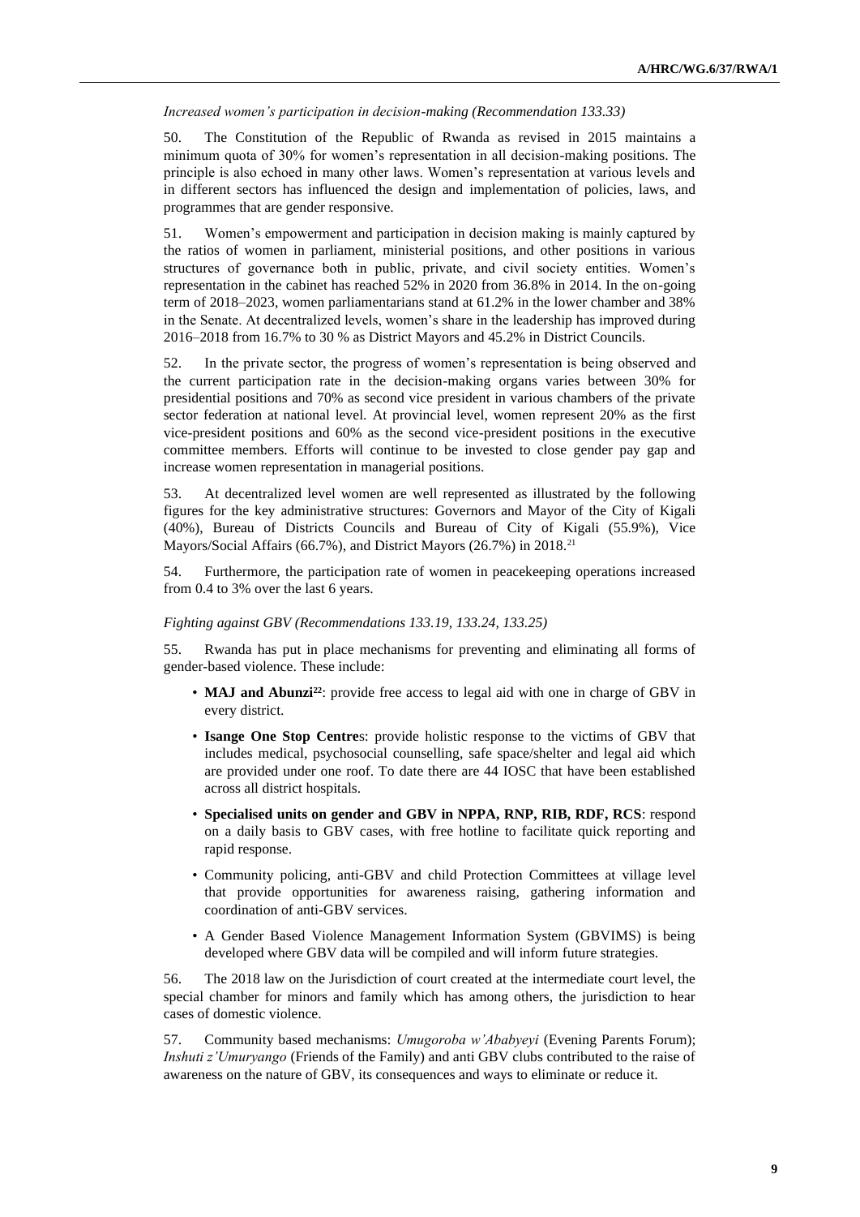*Increased women's participation in decision-making (Recommendation 133.33)*

50. The Constitution of the Republic of Rwanda as revised in 2015 maintains a minimum quota of 30% for women's representation in all decision-making positions. The principle is also echoed in many other laws. Women's representation at various levels and in different sectors has influenced the design and implementation of policies, laws, and programmes that are gender responsive.

51. Women's empowerment and participation in decision making is mainly captured by the ratios of women in parliament, ministerial positions, and other positions in various structures of governance both in public, private, and civil society entities. Women's representation in the cabinet has reached 52% in 2020 from 36.8% in 2014. In the on-going term of 2018–2023, women parliamentarians stand at 61.2% in the lower chamber and 38% in the Senate. At decentralized levels, women's share in the leadership has improved during 2016–2018 from 16.7% to 30 % as District Mayors and 45.2% in District Councils.

52. In the private sector, the progress of women's representation is being observed and the current participation rate in the decision-making organs varies between 30% for presidential positions and 70% as second vice president in various chambers of the private sector federation at national level. At provincial level, women represent 20% as the first vice-president positions and 60% as the second vice-president positions in the executive committee members. Efforts will continue to be invested to close gender pay gap and increase women representation in managerial positions.

53. At decentralized level women are well represented as illustrated by the following figures for the key administrative structures: Governors and Mayor of the City of Kigali (40%), Bureau of Districts Councils and Bureau of City of Kigali (55.9%), Vice Mayors/Social Affairs (66.7%), and District Mayors (26.7%) in 2018.[21]

54. Furthermore, the participation rate of women in peacekeeping operations increased from 0.4 to 3% over the last 6 years.

*Fighting against GBV (Recommendations 133.19, 133.24, 133.25)*

55. Rwanda has put in place mechanisms for preventing and eliminating all forms of gender-based violence. These include:

- **MAJ and Abunzi**[22]: provide free access to legal aid with one in charge of GBV in every district.
- **Isange One Stop Centre**s: provide holistic response to the victims of GBV that includes medical, psychosocial counselling, safe space/shelter and legal aid which are provided under one roof. To date there are 44 IOSC that have been established across all district hospitals.
- **Specialised units on gender and GBV in NPPA, RNP, RIB, RDF, RCS**: respond on a daily basis to GBV cases, with free hotline to facilitate quick reporting and rapid response.
- Community policing, anti-GBV and child Protection Committees at village level that provide opportunities for awareness raising, gathering information and coordination of anti-GBV services.
- A Gender Based Violence Management Information System (GBVIMS) is being developed where GBV data will be compiled and will inform future strategies.

56. The 2018 law on the Jurisdiction of court created at the intermediate court level, the special chamber for minors and family which has among others, the jurisdiction to hear cases of domestic violence.

57. Community based mechanisms: *Umugoroba w'Ababyeyi* (Evening Parents Forum); *Inshuti z'Umuryango* (Friends of the Family) and anti GBV clubs contributed to the raise of awareness on the nature of GBV, its consequences and ways to eliminate or reduce it.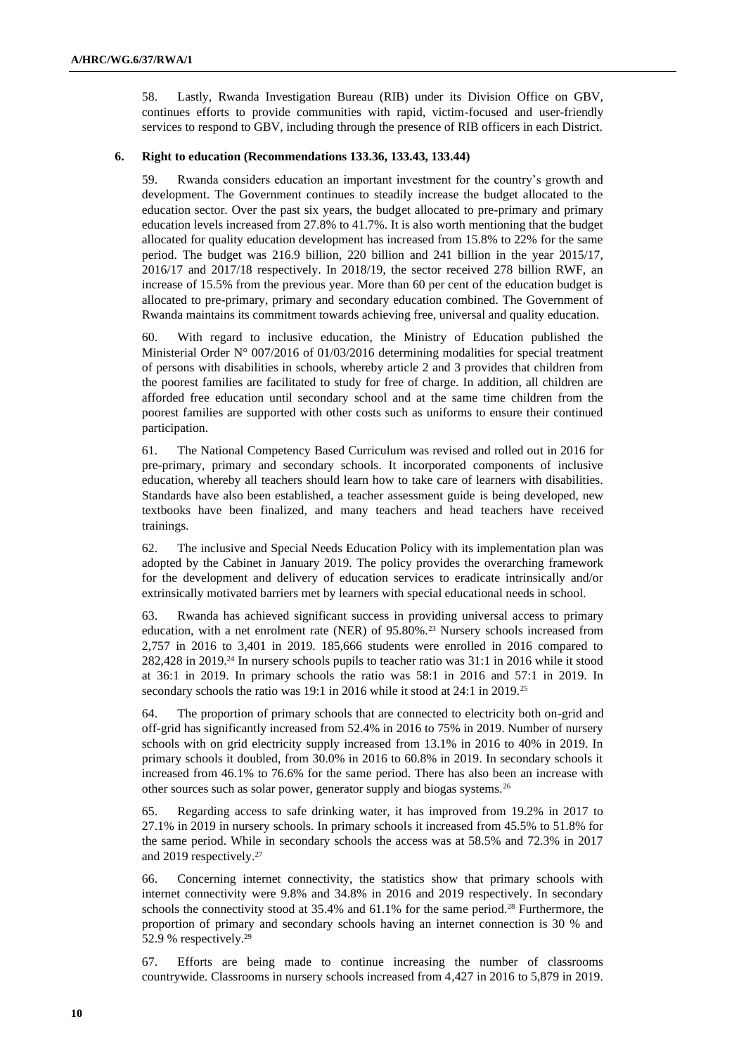58. Lastly, Rwanda Investigation Bureau (RIB) under its Division Office on GBV, continues efforts to provide communities with rapid, victim-focused and user-friendly services to respond to GBV, including through the presence of RIB officers in each District.

### 6. Right to education (Recommendations 133.36, 133.43, 133.44)

59. Rwanda considers education an important investment for the country's growth and development. The Government continues to steadily increase the budget allocated to the education sector. Over the past six years, the budget allocated to pre-primary and primary education levels increased from 27.8% to 41.7%. It is also worth mentioning that the budget allocated for quality education development has increased from 15.8% to 22% for the same period. The budget was 216.9 billion, 220 billion and 241 billion in the year 2015/17, 2016/17 and 2017/18 respectively. In 2018/19, the sector received 278 billion RWF, an increase of 15.5% from the previous year. More than 60 per cent of the education budget is allocated to pre-primary, primary and secondary education combined. The Government of Rwanda maintains its commitment towards achieving free, universal and quality education.

60. With regard to inclusive education, the Ministry of Education published the Ministerial Order N° 007/2016 of 01/03/2016 determining modalities for special treatment of persons with disabilities in schools, whereby article 2 and 3 provides that children from the poorest families are facilitated to study for free of charge. In addition, all children are afforded free education until secondary school and at the same time children from the poorest families are supported with other costs such as uniforms to ensure their continued participation.

61. The National Competency Based Curriculum was revised and rolled out in 2016 for pre-primary, primary and secondary schools. It incorporated components of inclusive education, whereby all teachers should learn how to take care of learners with disabilities. Standards have also been established, a teacher assessment guide is being developed, new textbooks have been finalized, and many teachers and head teachers have received trainings.

62. The inclusive and Special Needs Education Policy with its implementation plan was adopted by the Cabinet in January 2019. The policy provides the overarching framework for the development and delivery of education services to eradicate intrinsically and/or extrinsically motivated barriers met by learners with special educational needs in school.

63. Rwanda has achieved significant success in providing universal access to primary education, with a net enrolment rate (NER) of 95.80%.[23] Nursery schools increased from 2,757 in 2016 to 3,401 in 2019. 185,666 students were enrolled in 2016 compared to 282,428 in 2019.[24] In nursery schools pupils to teacher ratio was 31:1 in 2016 while it stood at 36:1 in 2019. In primary schools the ratio was 58:1 in 2016 and 57:1 in 2019. In secondary schools the ratio was 19:1 in 2016 while it stood at 24:1 in 2019.[25]

64. The proportion of primary schools that are connected to electricity both on-grid and off-grid has significantly increased from 52.4% in 2016 to 75% in 2019. Number of nursery schools with on grid electricity supply increased from 13.1% in 2016 to 40% in 2019. In primary schools it doubled, from 30.0% in 2016 to 60.8% in 2019. In secondary schools it increased from 46.1% to 76.6% for the same period. There has also been an increase with other sources such as solar power, generator supply and biogas systems.[26]

65. Regarding access to safe drinking water, it has improved from 19.2% in 2017 to 27.1% in 2019 in nursery schools. In primary schools it increased from 45.5% to 51.8% for the same period. While in secondary schools the access was at 58.5% and 72.3% in 2017 and 2019 respectively.[27]

66. Concerning internet connectivity, the statistics show that primary schools with internet connectivity were 9.8% and 34.8% in 2016 and 2019 respectively. In secondary schools the connectivity stood at 35.4% and 61.1% for the same period.[28] Furthermore, the proportion of primary and secondary schools having an internet connection is 30 % and 52.9 % respectively.[29]

67. Efforts are being made to continue increasing the number of classrooms countrywide. Classrooms in nursery schools increased from 4,427 in 2016 to 5,879 in 2019.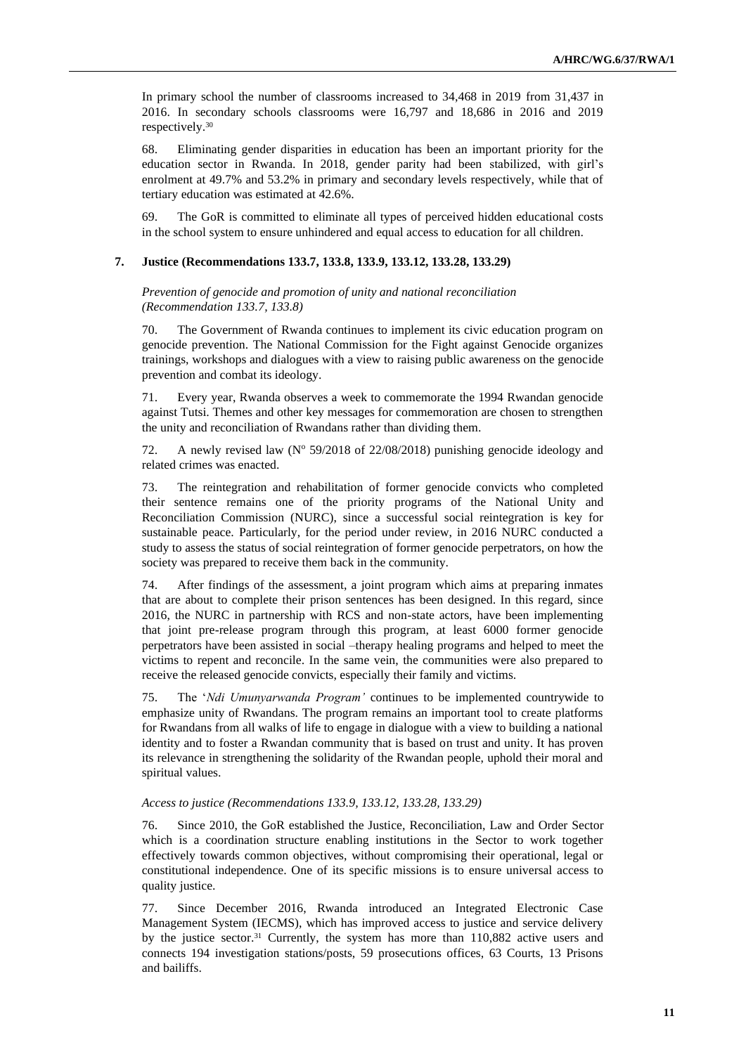In primary school the number of classrooms increased to 34,468 in 2019 from 31,437 in 2016. In secondary schools classrooms were 16,797 and 18,686 in 2016 and 2019 respectively.[30]

68. Eliminating gender disparities in education has been an important priority for the education sector in Rwanda. In 2018, gender parity had been stabilized, with girl's enrolment at 49.7% and 53.2% in primary and secondary levels respectively, while that of tertiary education was estimated at 42.6%.

69. The GoR is committed to eliminate all types of perceived hidden educational costs in the school system to ensure unhindered and equal access to education for all children.

### 7. Justice (Recommendations 133.7, 133.8, 133.9, 133.12, 133.28, 133.29)

*Prevention of genocide and promotion of unity and national reconciliation (Recommendation 133.7, 133.8)*

70. The Government of Rwanda continues to implement its civic education program on genocide prevention. The National Commission for the Fight against Genocide organizes trainings, workshops and dialogues with a view to raising public awareness on the genocide prevention and combat its ideology.

71. Every year, Rwanda observes a week to commemorate the 1994 Rwandan genocide against Tutsi. Themes and other key messages for commemoration are chosen to strengthen the unity and reconciliation of Rwandans rather than dividing them.

72. A newly revised law (N° 59/2018 of 22/08/2018) punishing genocide ideology and related crimes was enacted.

73. The reintegration and rehabilitation of former genocide convicts who completed their sentence remains one of the priority programs of the National Unity and Reconciliation Commission (NURC), since a successful social reintegration is key for sustainable peace. Particularly, for the period under review, in 2016 NURC conducted a study to assess the status of social reintegration of former genocide perpetrators, on how the society was prepared to receive them back in the community.

74. After findings of the assessment, a joint program which aims at preparing inmates that are about to complete their prison sentences has been designed. In this regard, since 2016, the NURC in partnership with RCS and non-state actors, have been implementing that joint pre-release program through this program, at least 6000 former genocide perpetrators have been assisted in social –therapy healing programs and helped to meet the victims to repent and reconcile. In the same vein, the communities were also prepared to receive the released genocide convicts, especially their family and victims.

75. The '*Ndi Umunyarwanda Program'* continues to be implemented countrywide to emphasize unity of Rwandans. The program remains an important tool to create platforms for Rwandans from all walks of life to engage in dialogue with a view to building a national identity and to foster a Rwandan community that is based on trust and unity. It has proven its relevance in strengthening the solidarity of the Rwandan people, uphold their moral and spiritual values.

*Access to justice (Recommendations 133.9, 133.12, 133.28, 133.29)*

76. Since 2010, the GoR established the Justice, Reconciliation, Law and Order Sector which is a coordination structure enabling institutions in the Sector to work together effectively towards common objectives, without compromising their operational, legal or constitutional independence. One of its specific missions is to ensure universal access to quality justice.

77. Since December 2016, Rwanda introduced an Integrated Electronic Case Management System (IECMS), which has improved access to justice and service delivery by the justice sector.[31] Currently, the system has more than 110,882 active users and connects 194 investigation stations/posts, 59 prosecutions offices, 63 Courts, 13 Prisons and bailiffs.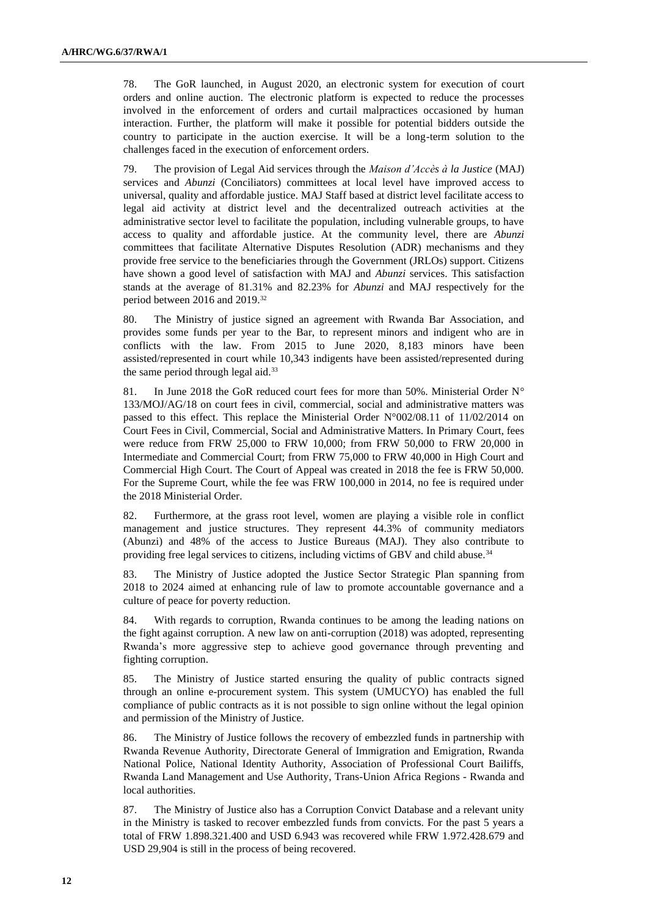78. The GoR launched, in August 2020, an electronic system for execution of court orders and online auction. The electronic platform is expected to reduce the processes involved in the enforcement of orders and curtail malpractices occasioned by human interaction. Further, the platform will make it possible for potential bidders outside the country to participate in the auction exercise. It will be a long-term solution to the challenges faced in the execution of enforcement orders.

79. The provision of Legal Aid services through the *Maison d'Accès à la Justice* (MAJ) services and *Abunzi* (Conciliators) committees at local level have improved access to universal, quality and affordable justice. MAJ Staff based at district level facilitate access to legal aid activity at district level and the decentralized outreach activities at the administrative sector level to facilitate the population, including vulnerable groups, to have access to quality and affordable justice. At the community level, there are *Abunzi* committees that facilitate Alternative Disputes Resolution (ADR) mechanisms and they provide free service to the beneficiaries through the Government (JRLOs) support. Citizens have shown a good level of satisfaction with MAJ and *Abunzi* services. This satisfaction stands at the average of 81.31% and 82.23% for *Abunzi* and MAJ respectively for the period between 2016 and 2019.[32]

80. The Ministry of justice signed an agreement with Rwanda Bar Association, and provides some funds per year to the Bar, to represent minors and indigent who are in conflicts with the law. From 2015 to June 2020, 8,183 minors have been assisted/represented in court while 10,343 indigents have been assisted/represented during the same period through legal aid.[33]

81. In June 2018 the GoR reduced court fees for more than 50%. Ministerial Order N° 133/MOJ/AG/18 on court fees in civil, commercial, social and administrative matters was passed to this effect. This replace the Ministerial Order N°002/08.11 of 11/02/2014 on Court Fees in Civil, Commercial, Social and Administrative Matters. In Primary Court, fees were reduce from FRW 25,000 to FRW 10,000; from FRW 50,000 to FRW 20,000 in Intermediate and Commercial Court; from FRW 75,000 to FRW 40,000 in High Court and Commercial High Court. The Court of Appeal was created in 2018 the fee is FRW 50,000. For the Supreme Court, while the fee was FRW 100,000 in 2014, no fee is required under the 2018 Ministerial Order.

82. Furthermore, at the grass root level, women are playing a visible role in conflict management and justice structures. They represent 44.3% of community mediators (Abunzi) and 48% of the access to Justice Bureaus (MAJ). They also contribute to providing free legal services to citizens, including victims of GBV and child abuse.[34]

83. The Ministry of Justice adopted the Justice Sector Strategic Plan spanning from 2018 to 2024 aimed at enhancing rule of law to promote accountable governance and a culture of peace for poverty reduction.

84. With regards to corruption, Rwanda continues to be among the leading nations on the fight against corruption. A new law on anti-corruption (2018) was adopted, representing Rwanda's more aggressive step to achieve good governance through preventing and fighting corruption.

85. The Ministry of Justice started ensuring the quality of public contracts signed through an online e-procurement system. This system (UMUCYO) has enabled the full compliance of public contracts as it is not possible to sign online without the legal opinion and permission of the Ministry of Justice.

86. The Ministry of Justice follows the recovery of embezzled funds in partnership with Rwanda Revenue Authority, Directorate General of Immigration and Emigration, Rwanda National Police, National Identity Authority, Association of Professional Court Bailiffs, Rwanda Land Management and Use Authority, Trans-Union Africa Regions - Rwanda and local authorities.

87. The Ministry of Justice also has a Corruption Convict Database and a relevant unity in the Ministry is tasked to recover embezzled funds from convicts. For the past 5 years a total of FRW 1.898.321.400 and USD 6.943 was recovered while FRW 1.972.428.679 and USD 29,904 is still in the process of being recovered.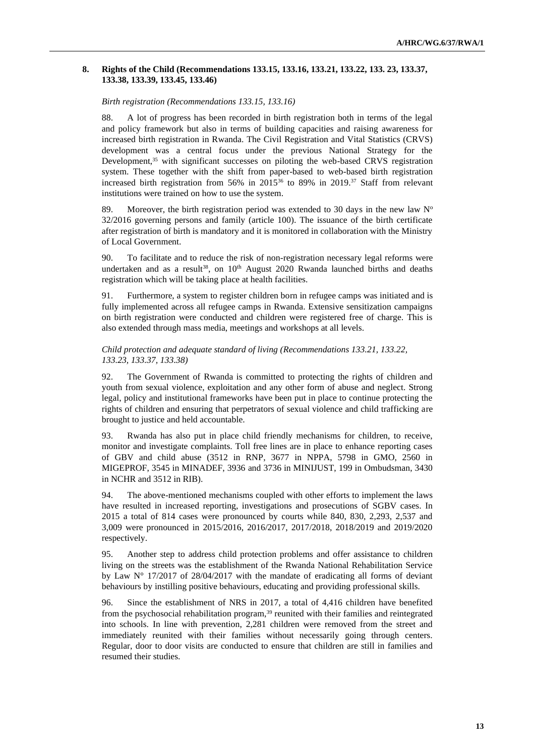## 8. Rights of the Child (Recommendations 133.15, 133.16, 133.21, 133.22, 133. 23, 133.37, 133.38, 133.39, 133.45, 133.46)

*Birth registration (Recommendations 133.15, 133.16)*

88. A lot of progress has been recorded in birth registration both in terms of the legal and policy framework but also in terms of building capacities and raising awareness for increased birth registration in Rwanda. The Civil Registration and Vital Statistics (CRVS) development was a central focus under the previous National Strategy for the Development,[35] with significant successes on piloting the web-based CRVS registration system. These together with the shift from paper-based to web-based birth registration increased birth registration from 56% in 2015[36] to 89% in 2019.[37] Staff from relevant institutions were trained on how to use the system.

89. Moreover, the birth registration period was extended to 30 days in the new law N° 32/2016 governing persons and family (article 100). The issuance of the birth certificate after registration of birth is mandatory and it is monitored in collaboration with the Ministry of Local Government.

90. To facilitate and to reduce the risk of non-registration necessary legal reforms were undertaken and as a result[38], on 10th August 2020 Rwanda launched births and deaths registration which will be taking place at health facilities.

91. Furthermore, a system to register children born in refugee camps was initiated and is fully implemented across all refugee camps in Rwanda. Extensive sensitization campaigns on birth registration were conducted and children were registered free of charge. This is also extended through mass media, meetings and workshops at all levels.

*Child protection and adequate standard of living (Recommendations 133.21, 133.22, 133.23, 133.37, 133.38)*

92. The Government of Rwanda is committed to protecting the rights of children and youth from sexual violence, exploitation and any other form of abuse and neglect. Strong legal, policy and institutional frameworks have been put in place to continue protecting the rights of children and ensuring that perpetrators of sexual violence and child trafficking are brought to justice and held accountable.

93. Rwanda has also put in place child friendly mechanisms for children, to receive, monitor and investigate complaints. Toll free lines are in place to enhance reporting cases of GBV and child abuse (3512 in RNP, 3677 in NPPA, 5798 in GMO, 2560 in MIGEPROF, 3545 in MINADEF, 3936 and 3736 in MINIJUST, 199 in Ombudsman, 3430 in NCHR and 3512 in RIB).

94. The above-mentioned mechanisms coupled with other efforts to implement the laws have resulted in increased reporting, investigations and prosecutions of SGBV cases. In 2015 a total of 814 cases were pronounced by courts while 840, 830, 2,293, 2,537 and 3,009 were pronounced in 2015/2016, 2016/2017, 2017/2018, 2018/2019 and 2019/2020 respectively.

95. Another step to address child protection problems and offer assistance to children living on the streets was the establishment of the Rwanda National Rehabilitation Service by Law N° 17/2017 of 28/04/2017 with the mandate of eradicating all forms of deviant behaviours by instilling positive behaviours, educating and providing professional skills.

96. Since the establishment of NRS in 2017, a total of 4,416 children have benefited from the psychosocial rehabilitation program,[39] reunited with their families and reintegrated into schools. In line with prevention, 2,281 children were removed from the street and immediately reunited with their families without necessarily going through centers. Regular, door to door visits are conducted to ensure that children are still in families and resumed their studies.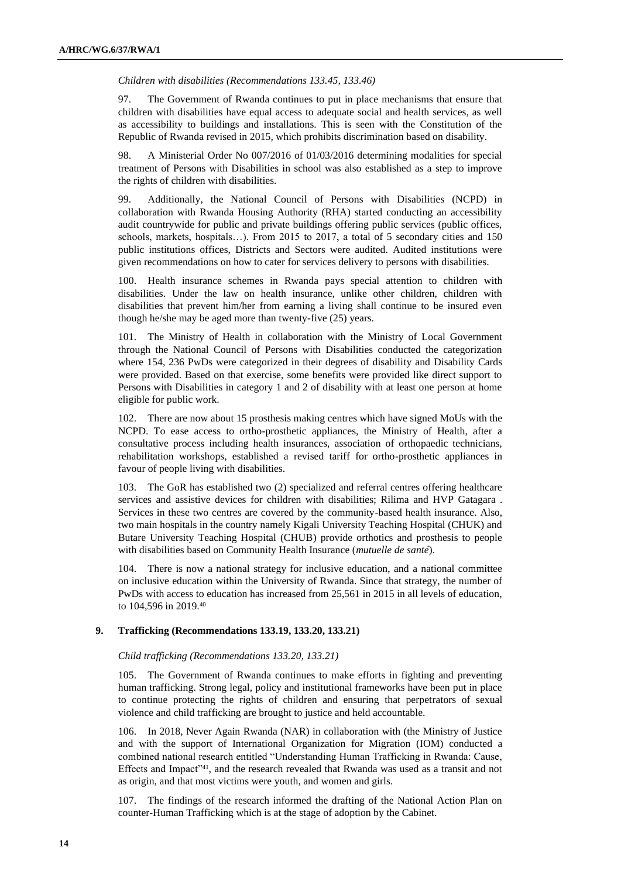*Children with disabilities (Recommendations 133.45, 133.46)*

97. The Government of Rwanda continues to put in place mechanisms that ensure that children with disabilities have equal access to adequate social and health services, as well as accessibility to buildings and installations. This is seen with the Constitution of the Republic of Rwanda revised in 2015, which prohibits discrimination based on disability.

98. A Ministerial Order No 007/2016 of 01/03/2016 determining modalities for special treatment of Persons with Disabilities in school was also established as a step to improve the rights of children with disabilities.

99. Additionally, the National Council of Persons with Disabilities (NCPD) in collaboration with Rwanda Housing Authority (RHA) started conducting an accessibility audit countrywide for public and private buildings offering public services (public offices, schools, markets, hospitals…). From 2015 to 2017, a total of 5 secondary cities and 150 public institutions offices, Districts and Sectors were audited. Audited institutions were given recommendations on how to cater for services delivery to persons with disabilities.

100. Health insurance schemes in Rwanda pays special attention to children with disabilities. Under the law on health insurance, unlike other children, children with disabilities that prevent him/her from earning a living shall continue to be insured even though he/she may be aged more than twenty-five (25) years.

101. The Ministry of Health in collaboration with the Ministry of Local Government through the National Council of Persons with Disabilities conducted the categorization where 154, 236 PwDs were categorized in their degrees of disability and Disability Cards were provided. Based on that exercise, some benefits were provided like direct support to Persons with Disabilities in category 1 and 2 of disability with at least one person at home eligible for public work.

102. There are now about 15 prosthesis making centres which have signed MoUs with the NCPD. To ease access to ortho-prosthetic appliances, the Ministry of Health, after a consultative process including health insurances, association of orthopaedic technicians, rehabilitation workshops, established a revised tariff for ortho-prosthetic appliances in favour of people living with disabilities.

103. The GoR has established two (2) specialized and referral centres offering healthcare services and assistive devices for children with disabilities; Rilima and HVP Gatagara . Services in these two centres are covered by the community-based health insurance. Also, two main hospitals in the country namely Kigali University Teaching Hospital (CHUK) and Butare University Teaching Hospital (CHUB) provide orthotics and prosthesis to people with disabilities based on Community Health Insurance (*mutuelle de santé*).

104. There is now a national strategy for inclusive education, and a national committee on inclusive education within the University of Rwanda. Since that strategy, the number of PwDs with access to education has increased from 25,561 in 2015 in all levels of education, to 104,596 in 2019.[40]

### 9. Trafficking (Recommendations 133.19, 133.20, 133.21)

*Child trafficking (Recommendations 133.20, 133.21)*

105. The Government of Rwanda continues to make efforts in fighting and preventing human trafficking. Strong legal, policy and institutional frameworks have been put in place to continue protecting the rights of children and ensuring that perpetrators of sexual violence and child trafficking are brought to justice and held accountable.

106. In 2018, Never Again Rwanda (NAR) in collaboration with (the Ministry of Justice and with the support of International Organization for Migration (IOM) conducted a combined national research entitled "Understanding Human Trafficking in Rwanda: Cause, Effects and Impact"[41], and the research revealed that Rwanda was used as a transit and not as origin, and that most victims were youth, and women and girls.

107. The findings of the research informed the drafting of the National Action Plan on counter-Human Trafficking which is at the stage of adoption by the Cabinet.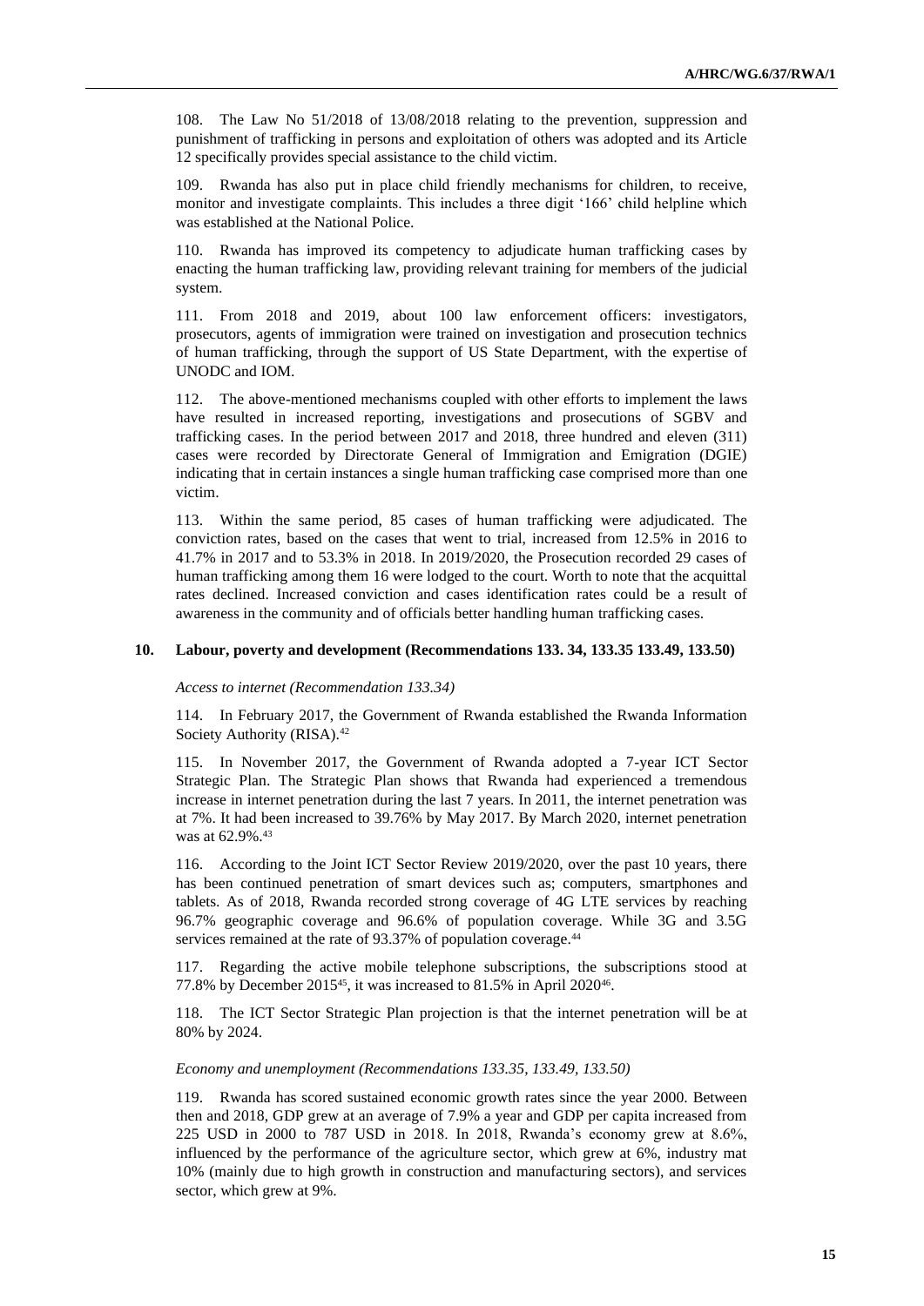108. The Law No 51/2018 of 13/08/2018 relating to the prevention, suppression and punishment of trafficking in persons and exploitation of others was adopted and its Article 12 specifically provides special assistance to the child victim.

109. Rwanda has also put in place child friendly mechanisms for children, to receive, monitor and investigate complaints. This includes a three digit '166' child helpline which was established at the National Police.

110. Rwanda has improved its competency to adjudicate human trafficking cases by enacting the human trafficking law, providing relevant training for members of the judicial system.

111. From 2018 and 2019, about 100 law enforcement officers: investigators, prosecutors, agents of immigration were trained on investigation and prosecution technics of human trafficking, through the support of US State Department, with the expertise of UNODC and IOM.

112. The above-mentioned mechanisms coupled with other efforts to implement the laws have resulted in increased reporting, investigations and prosecutions of SGBV and trafficking cases. In the period between 2017 and 2018, three hundred and eleven (311) cases were recorded by Directorate General of Immigration and Emigration (DGIE) indicating that in certain instances a single human trafficking case comprised more than one victim.

113. Within the same period, 85 cases of human trafficking were adjudicated. The conviction rates, based on the cases that went to trial, increased from 12.5% in 2016 to 41.7% in 2017 and to 53.3% in 2018. In 2019/2020, the Prosecution recorded 29 cases of human trafficking among them 16 were lodged to the court. Worth to note that the acquittal rates declined. Increased conviction and cases identification rates could be a result of awareness in the community and of officials better handling human trafficking cases.

### 10. Labour, poverty and development (Recommendations 133. 34, 133.35 133.49, 133.50)

*Access to internet (Recommendation 133.34)*

114. In February 2017, the Government of Rwanda established the Rwanda Information Society Authority (RISA).[42]

115. In November 2017, the Government of Rwanda adopted a 7-year ICT Sector Strategic Plan. The Strategic Plan shows that Rwanda had experienced a tremendous increase in internet penetration during the last 7 years. In 2011, the internet penetration was at 7%. It had been increased to 39.76% by May 2017. By March 2020, internet penetration was at 62.9%.[43]

116. According to the Joint ICT Sector Review 2019/2020, over the past 10 years, there has been continued penetration of smart devices such as; computers, smartphones and tablets. As of 2018, Rwanda recorded strong coverage of 4G LTE services by reaching 96.7% geographic coverage and 96.6% of population coverage. While 3G and 3.5G services remained at the rate of 93.37% of population coverage.[44]

117. Regarding the active mobile telephone subscriptions, the subscriptions stood at 77.8% by December 2015[45], it was increased to 81.5% in April 2020[46].

118. The ICT Sector Strategic Plan projection is that the internet penetration will be at 80% by 2024.

*Economy and unemployment (Recommendations 133.35, 133.49, 133.50)*

119. Rwanda has scored sustained economic growth rates since the year 2000. Between then and 2018, GDP grew at an average of 7.9% a year and GDP per capita increased from 225 USD in 2000 to 787 USD in 2018. In 2018, Rwanda's economy grew at 8.6%, influenced by the performance of the agriculture sector, which grew at 6%, industry mat 10% (mainly due to high growth in construction and manufacturing sectors), and services sector, which grew at 9%.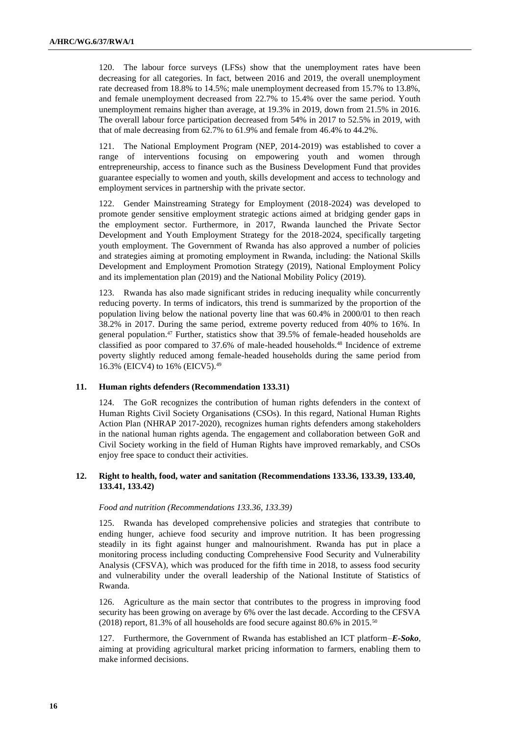120. The labour force surveys (LFSs) show that the unemployment rates have been decreasing for all categories. In fact, between 2016 and 2019, the overall unemployment rate decreased from 18.8% to 14.5%; male unemployment decreased from 15.7% to 13.8%, and female unemployment decreased from 22.7% to 15.4% over the same period. Youth unemployment remains higher than average, at 19.3% in 2019, down from 21.5% in 2016. The overall labour force participation decreased from 54% in 2017 to 52.5% in 2019, with that of male decreasing from 62.7% to 61.9% and female from 46.4% to 44.2%.

121. The National Employment Program (NEP, 2014-2019) was established to cover a range of interventions focusing on empowering youth and women through entrepreneurship, access to finance such as the Business Development Fund that provides guarantee especially to women and youth, skills development and access to technology and employment services in partnership with the private sector.

122. Gender Mainstreaming Strategy for Employment (2018-2024) was developed to promote gender sensitive employment strategic actions aimed at bridging gender gaps in the employment sector. Furthermore, in 2017, Rwanda launched the Private Sector Development and Youth Employment Strategy for the 2018-2024, specifically targeting youth employment. The Government of Rwanda has also approved a number of policies and strategies aiming at promoting employment in Rwanda, including: the National Skills Development and Employment Promotion Strategy (2019), National Employment Policy and its implementation plan (2019) and the National Mobility Policy (2019).

123. Rwanda has also made significant strides in reducing inequality while concurrently reducing poverty. In terms of indicators, this trend is summarized by the proportion of the population living below the national poverty line that was 60.4% in 2000/01 to then reach 38.2% in 2017. During the same period, extreme poverty reduced from 40% to 16%. In general population.[47] Further, statistics show that 39.5% of female-headed households are classified as poor compared to 37.6% of male-headed households.[48] Incidence of extreme poverty slightly reduced among female-headed households during the same period from 16.3% (EICV4) to 16% (EICV5).[49]

### 11. Human rights defenders (Recommendation 133.31)

124. The GoR recognizes the contribution of human rights defenders in the context of Human Rights Civil Society Organisations (CSOs). In this regard, National Human Rights Action Plan (NHRAP 2017-2020), recognizes human rights defenders among stakeholders in the national human rights agenda. The engagement and collaboration between GoR and Civil Society working in the field of Human Rights have improved remarkably, and CSOs enjoy free space to conduct their activities.

### 12. Right to health, food, water and sanitation (Recommendations 133.36, 133.39, 133.40, 133.41, 133.42)

*Food and nutrition (Recommendations 133.36, 133.39)*

125. Rwanda has developed comprehensive policies and strategies that contribute to ending hunger, achieve food security and improve nutrition. It has been progressing steadily in its fight against hunger and malnourishment. Rwanda has put in place a monitoring process including conducting Comprehensive Food Security and Vulnerability Analysis (CFSVA), which was produced for the fifth time in 2018, to assess food security and vulnerability under the overall leadership of the National Institute of Statistics of Rwanda.

126. Agriculture as the main sector that contributes to the progress in improving food security has been growing on average by 6% over the last decade. According to the CFSVA (2018) report, 81.3% of all households are food secure against 80.6% in 2015.[50]

127. Furthermore, the Government of Rwanda has established an ICT platform–***E-Soko***, aiming at providing agricultural market pricing information to farmers, enabling them to make informed decisions.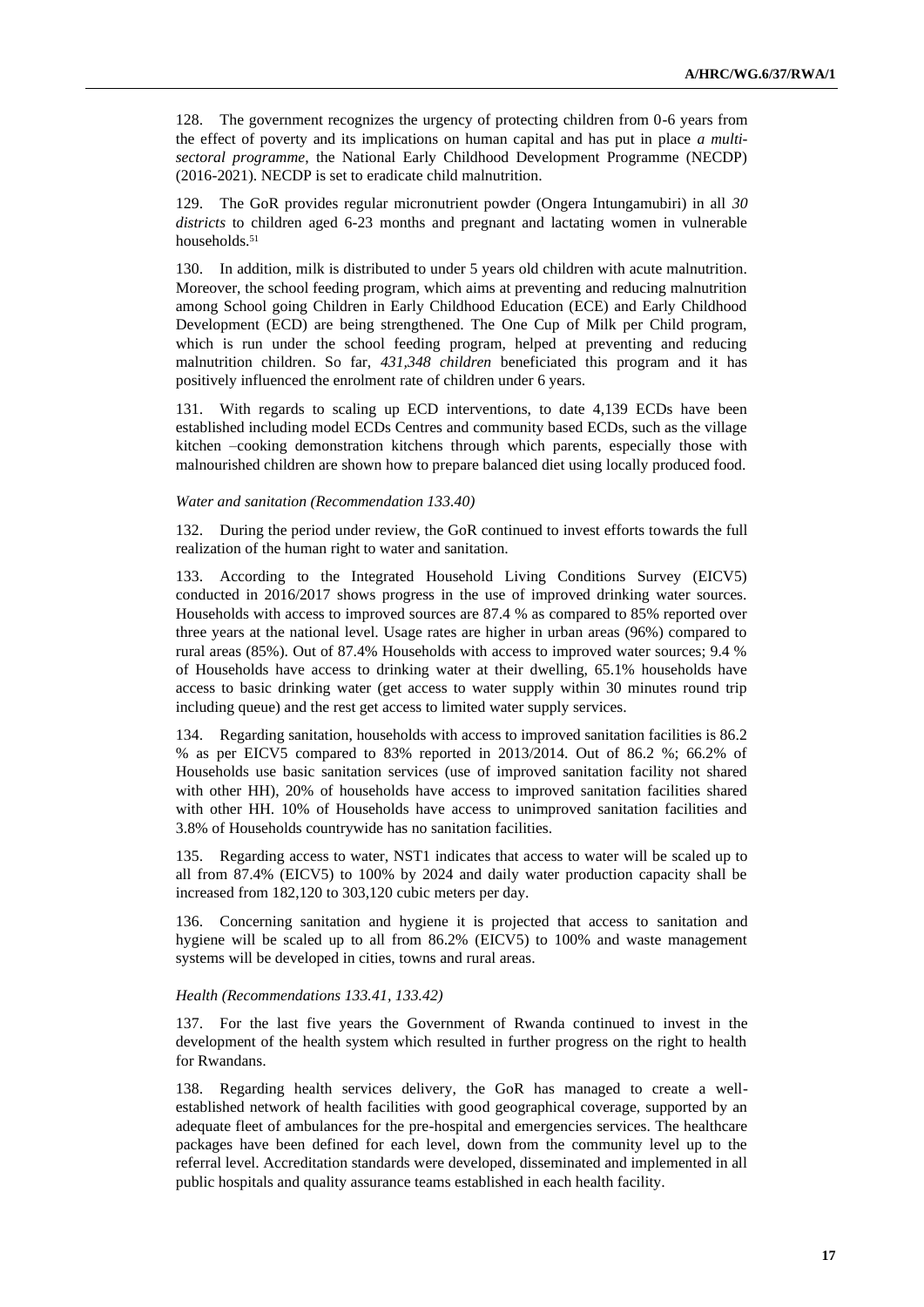128. The government recognizes the urgency of protecting children from 0-6 years from the effect of poverty and its implications on human capital and has put in place *a multi-sectoral programme*, the National Early Childhood Development Programme (NECDP) (2016-2021). NECDP is set to eradicate child malnutrition.

129. The GoR provides regular micronutrient powder (Ongera Intungamubiri) in all *30 districts* to children aged 6-23 months and pregnant and lactating women in vulnerable households.[51]

130. In addition, milk is distributed to under 5 years old children with acute malnutrition. Moreover, the school feeding program, which aims at preventing and reducing malnutrition among School going Children in Early Childhood Education (ECE) and Early Childhood Development (ECD) are being strengthened. The One Cup of Milk per Child program, which is run under the school feeding program, helped at preventing and reducing malnutrition children. So far, *431,348 children* beneficiated this program and it has positively influenced the enrolment rate of children under 6 years.

131. With regards to scaling up ECD interventions, to date 4,139 ECDs have been established including model ECDs Centres and community based ECDs, such as the village kitchen –cooking demonstration kitchens through which parents, especially those with malnourished children are shown how to prepare balanced diet using locally produced food.

*Water and sanitation (Recommendation 133.40)*

132. During the period under review, the GoR continued to invest efforts towards the full realization of the human right to water and sanitation.

133. According to the Integrated Household Living Conditions Survey (EICV5) conducted in 2016/2017 shows progress in the use of improved drinking water sources. Households with access to improved sources are 87.4 % as compared to 85% reported over three years at the national level. Usage rates are higher in urban areas (96%) compared to rural areas (85%). Out of 87.4% Households with access to improved water sources; 9.4 % of Households have access to drinking water at their dwelling, 65.1% households have access to basic drinking water (get access to water supply within 30 minutes round trip including queue) and the rest get access to limited water supply services.

134. Regarding sanitation, households with access to improved sanitation facilities is 86.2 % as per EICV5 compared to 83% reported in 2013/2014. Out of 86.2 %; 66.2% of Households use basic sanitation services (use of improved sanitation facility not shared with other HH), 20% of households have access to improved sanitation facilities shared with other HH. 10% of Households have access to unimproved sanitation facilities and 3.8% of Households countrywide has no sanitation facilities.

135. Regarding access to water, NST1 indicates that access to water will be scaled up to all from 87.4% (EICV5) to 100% by 2024 and daily water production capacity shall be increased from 182,120 to 303,120 cubic meters per day.

136. Concerning sanitation and hygiene it is projected that access to sanitation and hygiene will be scaled up to all from 86.2% (EICV5) to 100% and waste management systems will be developed in cities, towns and rural areas.

*Health (Recommendations 133.41, 133.42)*

137. For the last five years the Government of Rwanda continued to invest in the development of the health system which resulted in further progress on the right to health for Rwandans.

138. Regarding health services delivery, the GoR has managed to create a well-established network of health facilities with good geographical coverage, supported by an adequate fleet of ambulances for the pre-hospital and emergencies services. The healthcare packages have been defined for each level, down from the community level up to the referral level. Accreditation standards were developed, disseminated and implemented in all public hospitals and quality assurance teams established in each health facility.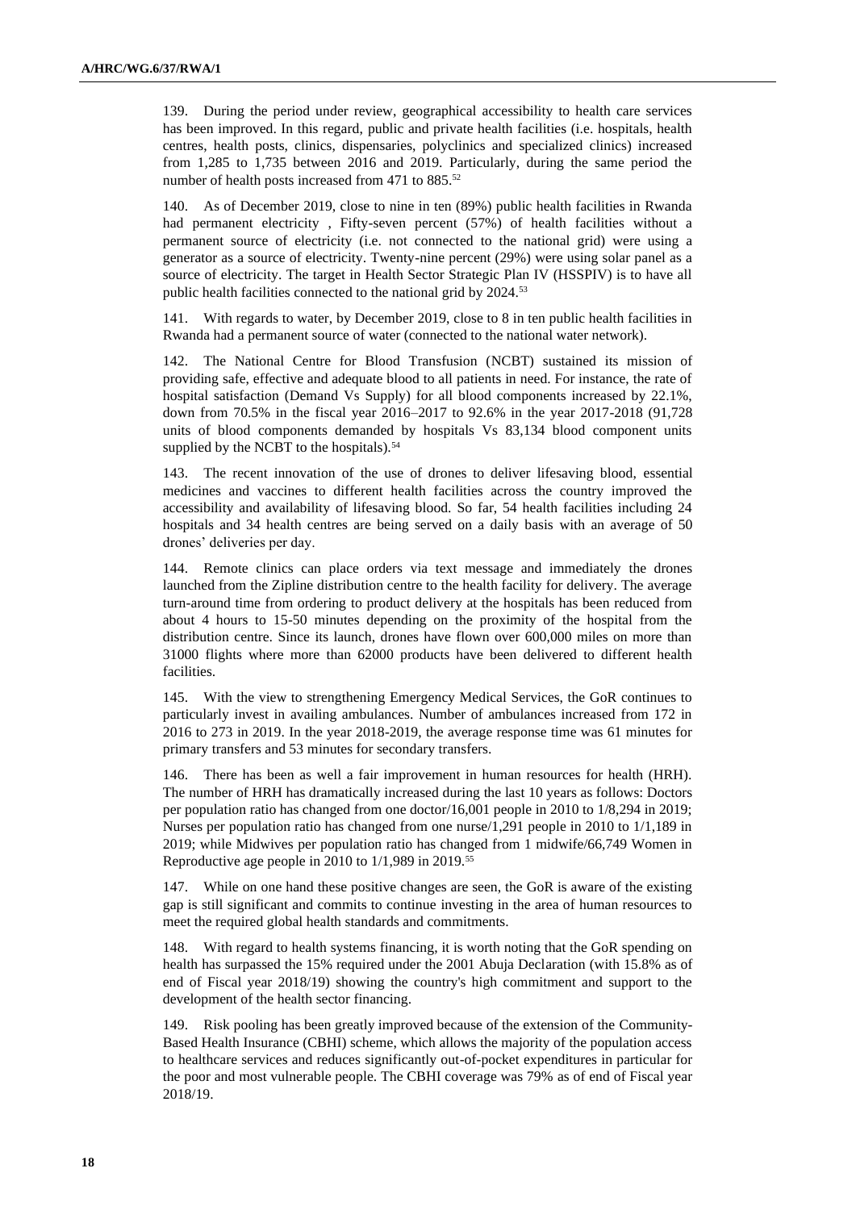139. During the period under review, geographical accessibility to health care services has been improved. In this regard, public and private health facilities (i.e. hospitals, health centres, health posts, clinics, dispensaries, polyclinics and specialized clinics) increased from 1,285 to 1,735 between 2016 and 2019. Particularly, during the same period the number of health posts increased from 471 to 885.[52]

140. As of December 2019, close to nine in ten (89%) public health facilities in Rwanda had permanent electricity , Fifty-seven percent (57%) of health facilities without a permanent source of electricity (i.e. not connected to the national grid) were using a generator as a source of electricity. Twenty-nine percent (29%) were using solar panel as a source of electricity. The target in Health Sector Strategic Plan IV (HSSPIV) is to have all public health facilities connected to the national grid by 2024.[53]

141. With regards to water, by December 2019, close to 8 in ten public health facilities in Rwanda had a permanent source of water (connected to the national water network).

142. The National Centre for Blood Transfusion (NCBT) sustained its mission of providing safe, effective and adequate blood to all patients in need. For instance, the rate of hospital satisfaction (Demand Vs Supply) for all blood components increased by 22.1%, down from 70.5% in the fiscal year 2016–2017 to 92.6% in the year 2017-2018 (91,728 units of blood components demanded by hospitals Vs 83,134 blood component units supplied by the NCBT to the hospitals).[54]

143. The recent innovation of the use of drones to deliver lifesaving blood, essential medicines and vaccines to different health facilities across the country improved the accessibility and availability of lifesaving blood. So far, 54 health facilities including 24 hospitals and 34 health centres are being served on a daily basis with an average of 50 drones' deliveries per day.

144. Remote clinics can place orders via text message and immediately the drones launched from the Zipline distribution centre to the health facility for delivery. The average turn-around time from ordering to product delivery at the hospitals has been reduced from about 4 hours to 15-50 minutes depending on the proximity of the hospital from the distribution centre. Since its launch, drones have flown over 600,000 miles on more than 31000 flights where more than 62000 products have been delivered to different health facilities.

145. With the view to strengthening Emergency Medical Services, the GoR continues to particularly invest in availing ambulances. Number of ambulances increased from 172 in 2016 to 273 in 2019. In the year 2018-2019, the average response time was 61 minutes for primary transfers and 53 minutes for secondary transfers.

146. There has been as well a fair improvement in human resources for health (HRH). The number of HRH has dramatically increased during the last 10 years as follows: Doctors per population ratio has changed from one doctor/16,001 people in 2010 to 1/8,294 in 2019; Nurses per population ratio has changed from one nurse/1,291 people in 2010 to 1/1,189 in 2019; while Midwives per population ratio has changed from 1 midwife/66,749 Women in Reproductive age people in 2010 to 1/1,989 in 2019.[55]

147. While on one hand these positive changes are seen, the GoR is aware of the existing gap is still significant and commits to continue investing in the area of human resources to meet the required global health standards and commitments.

148. With regard to health systems financing, it is worth noting that the GoR spending on health has surpassed the 15% required under the 2001 Abuja Declaration (with 15.8% as of end of Fiscal year 2018/19) showing the country's high commitment and support to the development of the health sector financing.

149. Risk pooling has been greatly improved because of the extension of the Community-Based Health Insurance (CBHI) scheme, which allows the majority of the population access to healthcare services and reduces significantly out-of-pocket expenditures in particular for the poor and most vulnerable people. The CBHI coverage was 79% as of end of Fiscal year 2018/19.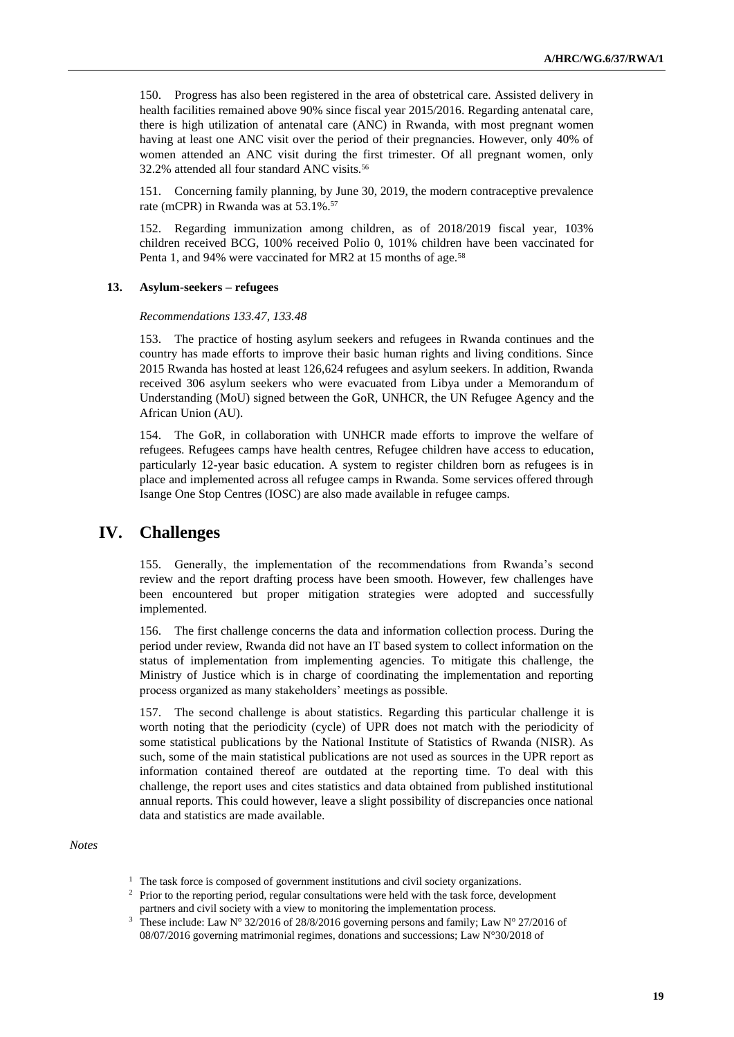150. Progress has also been registered in the area of obstetrical care. Assisted delivery in health facilities remained above 90% since fiscal year 2015/2016. Regarding antenatal care, there is high utilization of antenatal care (ANC) in Rwanda, with most pregnant women having at least one ANC visit over the period of their pregnancies. However, only 40% of women attended an ANC visit during the first trimester. Of all pregnant women, only 32.2% attended all four standard ANC visits.[56]

151. Concerning family planning, by June 30, 2019, the modern contraceptive prevalence rate (mCPR) in Rwanda was at 53.1%.[57]

152. Regarding immunization among children, as of 2018/2019 fiscal year, 103% children received BCG, 100% received Polio 0, 101% children have been vaccinated for Penta 1, and 94% were vaccinated for MR2 at 15 months of age.[58]

### 13. Asylum-seekers – refugees

*Recommendations 133.47, 133.48*

153. The practice of hosting asylum seekers and refugees in Rwanda continues and the country has made efforts to improve their basic human rights and living conditions. Since 2015 Rwanda has hosted at least 126,624 refugees and asylum seekers. In addition, Rwanda received 306 asylum seekers who were evacuated from Libya under a Memorandum of Understanding (MoU) signed between the GoR, UNHCR, the UN Refugee Agency and the African Union (AU).

154. The GoR, in collaboration with UNHCR made efforts to improve the welfare of refugees. Refugees camps have health centres, Refugee children have access to education, particularly 12-year basic education. A system to register children born as refugees is in place and implemented across all refugee camps in Rwanda. Some services offered through Isange One Stop Centres (IOSC) are also made available in refugee camps.

## IV. Challenges

155. Generally, the implementation of the recommendations from Rwanda's second review and the report drafting process have been smooth. However, few challenges have been encountered but proper mitigation strategies were adopted and successfully implemented.

156. The first challenge concerns the data and information collection process. During the period under review, Rwanda did not have an IT based system to collect information on the status of implementation from implementing agencies. To mitigate this challenge, the Ministry of Justice which is in charge of coordinating the implementation and reporting process organized as many stakeholders' meetings as possible.

157. The second challenge is about statistics. Regarding this particular challenge it is worth noting that the periodicity (cycle) of UPR does not match with the periodicity of some statistical publications by the National Institute of Statistics of Rwanda (NISR). As such, some of the main statistical publications are not used as sources in the UPR report as information contained thereof are outdated at the reporting time. To deal with this challenge, the report uses and cites statistics and data obtained from published institutional annual reports. This could however, leave a slight possibility of discrepancies once national data and statistics are made available.

*Notes*

[1] The task force is composed of government institutions and civil society organizations.

[2] Prior to the reporting period, regular consultations were held with the task force, development partners and civil society with a view to monitoring the implementation process.

[3] These include: Law Nº 32/2016 of 28/8/2016 governing persons and family; Law Nº 27/2016 of 08/07/2016 governing matrimonial regimes, donations and successions; Law N°30/2018 of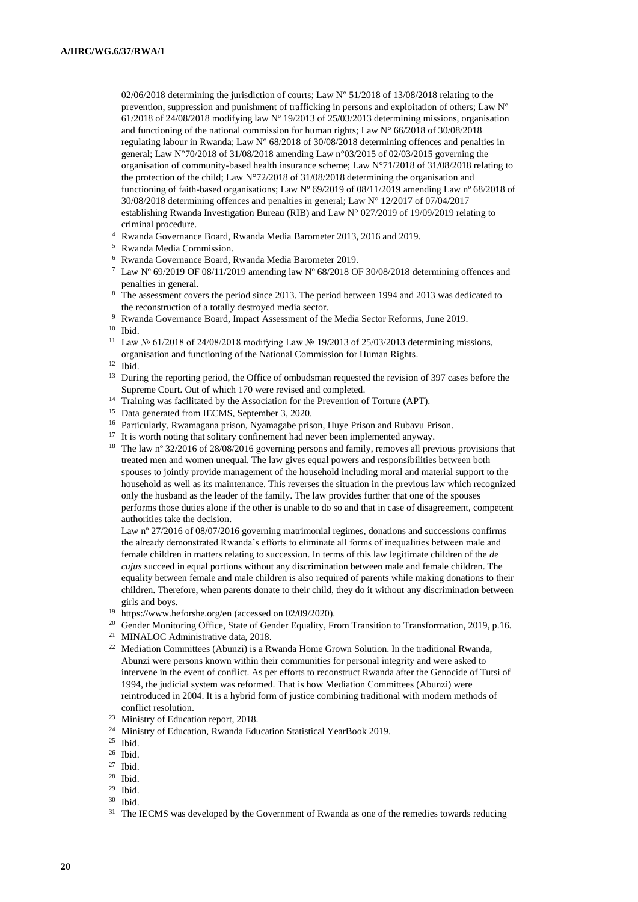02/06/2018 determining the jurisdiction of courts; Law N° 51/2018 of 13/08/2018 relating to the prevention, suppression and punishment of trafficking in persons and exploitation of others; Law N° 61/2018 of 24/08/2018 modifying law Nº 19/2013 of 25/03/2013 determining missions, organisation and functioning of the national commission for human rights; Law N° 66/2018 of 30/08/2018 regulating labour in Rwanda; Law N° 68/2018 of 30/08/2018 determining offences and penalties in general; Law N°70/2018 of 31/08/2018 amending Law n°03/2015 of 02/03/2015 governing the organisation of community-based health insurance scheme; Law N°71/2018 of 31/08/2018 relating to the protection of the child; Law N°72/2018 of 31/08/2018 determining the organisation and functioning of faith-based organisations; Law Nº 69/2019 of 08/11/2019 amending Law nº 68/2018 of 30/08/2018 determining offences and penalties in general; Law N° 12/2017 of 07/04/2017 establishing Rwanda Investigation Bureau (RIB) and Law N° 027/2019 of 19/09/2019 relating to criminal procedure.

[4] Rwanda Governance Board, Rwanda Media Barometer 2013, 2016 and 2019.

[5] Rwanda Media Commission.

[6] Rwanda Governance Board, Rwanda Media Barometer 2019.

[7] Law Nº 69/2019 OF 08/11/2019 amending law Nº 68/2018 OF 30/08/2018 determining offences and penalties in general.

[8] The assessment covers the period since 2013. The period between 1994 and 2013 was dedicated to the reconstruction of a totally destroyed media sector.

[9] Rwanda Governance Board, Impact Assessment of the Media Sector Reforms, June 2019.

[10] Ibid.

[11] Law № 61/2018 of 24/08/2018 modifying Law № 19/2013 of 25/03/2013 determining missions, organisation and functioning of the National Commission for Human Rights.

[12] Ibid.

[13] During the reporting period, the Office of ombudsman requested the revision of 397 cases before the Supreme Court. Out of which 170 were revised and completed.

[14] Training was facilitated by the Association for the Prevention of Torture (APT).

[15] Data generated from IECMS, September 3, 2020.

[16] Particularly, Rwamagana prison, Nyamagabe prison, Huye Prison and Rubavu Prison.

[17] It is worth noting that solitary confinement had never been implemented anyway.

[18] The law nº 32/2016 of 28/08/2016 governing persons and family, removes all previous provisions that treated men and women unequal. The law gives equal powers and responsibilities between both spouses to jointly provide management of the household including moral and material support to the household as well as its maintenance. This reverses the situation in the previous law which recognized only the husband as the leader of the family. The law provides further that one of the spouses performs those duties alone if the other is unable to do so and that in case of disagreement, competent authorities take the decision.

Law nº 27/2016 of 08/07/2016 governing matrimonial regimes, donations and successions confirms the already demonstrated Rwanda's efforts to eliminate all forms of inequalities between male and female children in matters relating to succession. In terms of this law legitimate children of the *de cujus* succeed in equal portions without any discrimination between male and female children. The equality between female and male children is also required of parents while making donations to their children. Therefore, when parents donate to their child, they do it without any discrimination between girls and boys.

[19] https://www.heforshe.org/en (accessed on 02/09/2020).

[20] Gender Monitoring Office, State of Gender Equality, From Transition to Transformation, 2019, p.16.

[21] MINALOC Administrative data, 2018.

[22] Mediation Committees (Abunzi) is a Rwanda Home Grown Solution. In the traditional Rwanda, Abunzi were persons known within their communities for personal integrity and were asked to intervene in the event of conflict. As per efforts to reconstruct Rwanda after the Genocide of Tutsi of 1994, the judicial system was reformed. That is how Mediation Committees (Abunzi) were reintroduced in 2004. It is a hybrid form of justice combining traditional with modern methods of conflict resolution.

[23] Ministry of Education report, 2018.

[24] Ministry of Education, Rwanda Education Statistical YearBook 2019.

[25] Ibid.

[26] Ibid.

[27] Ibid.

[28] Ibid.

[29] Ibid.

[30] Ibid.

[31] The IECMS was developed by the Government of Rwanda as one of the remedies towards reducing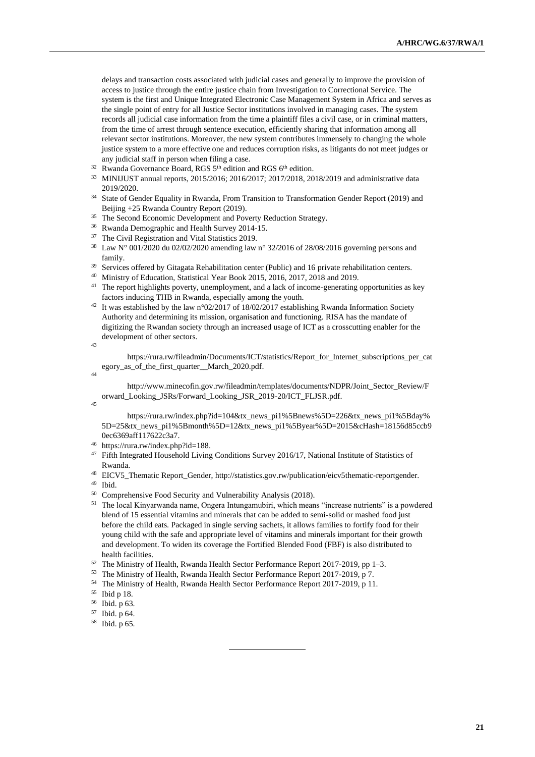delays and transaction costs associated with judicial cases and generally to improve the provision of access to justice through the entire justice chain from Investigation to Correctional Service. The system is the first and Unique Integrated Electronic Case Management System in Africa and serves as the single point of entry for all Justice Sector institutions involved in managing cases. The system records all judicial case information from the time a plaintiff files a civil case, or in criminal matters, from the time of arrest through sentence execution, efficiently sharing that information among all relevant sector institutions. Moreover, the new system contributes immensely to changing the whole justice system to a more effective one and reduces corruption risks, as litigants do not meet judges or any judicial staff in person when filing a case.

[32] Rwanda Governance Board, RGS 5th edition and RGS 6th edition.

[33] MINIJUST annual reports, 2015/2016; 2016/2017; 2017/2018, 2018/2019 and administrative data 2019/2020.

[34] State of Gender Equality in Rwanda, From Transition to Transformation Gender Report (2019) and Beijing +25 Rwanda Country Report (2019).

[35] The Second Economic Development and Poverty Reduction Strategy.

[36] Rwanda Demographic and Health Survey 2014-15.

[37] The Civil Registration and Vital Statistics 2019.

[38] Law N° 001/2020 du 02/02/2020 amending law n° 32/2016 of 28/08/2016 governing persons and family.

[39] Services offered by Gitagata Rehabilitation center (Public) and 16 private rehabilitation centers.

[40] Ministry of Education, Statistical Year Book 2015, 2016, 2017, 2018 and 2019.

[41] The report highlights poverty, unemployment, and a lack of income-generating opportunities as key factors inducing THB in Rwanda, especially among the youth.

[42] It was established by the law n°02/2017 of 18/02/2017 establishing Rwanda Information Society Authority and determining its mission, organisation and functioning. RISA has the mandate of digitizing the Rwandan society through an increased usage of ICT as a crosscutting enabler for the development of other sectors.

[43] https://rura.rw/fileadmin/Documents/ICT/statistics/Report_for_Internet_subscriptions_per_category_as_of_the_first_quarter__March_2020.pdf.

[44] http://www.minecofin.gov.rw/fileadmin/templates/documents/NDPR/Joint_Sector_Review/Forward_Looking_JSRs/Forward_Looking_JSR_2019-20/ICT_FLJSR.pdf.

[45] https://rura.rw/index.php?id=104&tx_news_pi1%5Bnews%5D=226&tx_news_pi1%5Bday%5D=25&tx_news_pi1%5Bmonth%5D=12&tx_news_pi1%5Byear%5D=2015&cHash=18156d85ccb90ec6369aff117622c3a7.

[46] https://rura.rw/index.php?id=188.

[47] Fifth Integrated Household Living Conditions Survey 2016/17, National Institute of Statistics of Rwanda.

[48] EICV5_Thematic Report_Gender, http://statistics.gov.rw/publication/eicv5thematic-reportgender.

[49] Ibid.

[50] Comprehensive Food Security and Vulnerability Analysis (2018).

[51] The local Kinyarwanda name, Ongera Intungamubiri, which means "increase nutrients" is a powdered blend of 15 essential vitamins and minerals that can be added to semi-solid or mashed food just before the child eats. Packaged in single serving sachets, it allows families to fortify food for their young child with the safe and appropriate level of vitamins and minerals important for their growth and development. To widen its coverage the Fortified Blended Food (FBF) is also distributed to health facilities.

[52] The Ministry of Health, Rwanda Health Sector Performance Report 2017-2019, pp 1–3.

[53] The Ministry of Health, Rwanda Health Sector Performance Report 2017-2019, p 7.

[54] The Ministry of Health, Rwanda Health Sector Performance Report 2017-2019, p 11.

[55] Ibid p 18.

[56] Ibid. p 63.

[57] Ibid. p 64.

[58] Ibid. p 65.